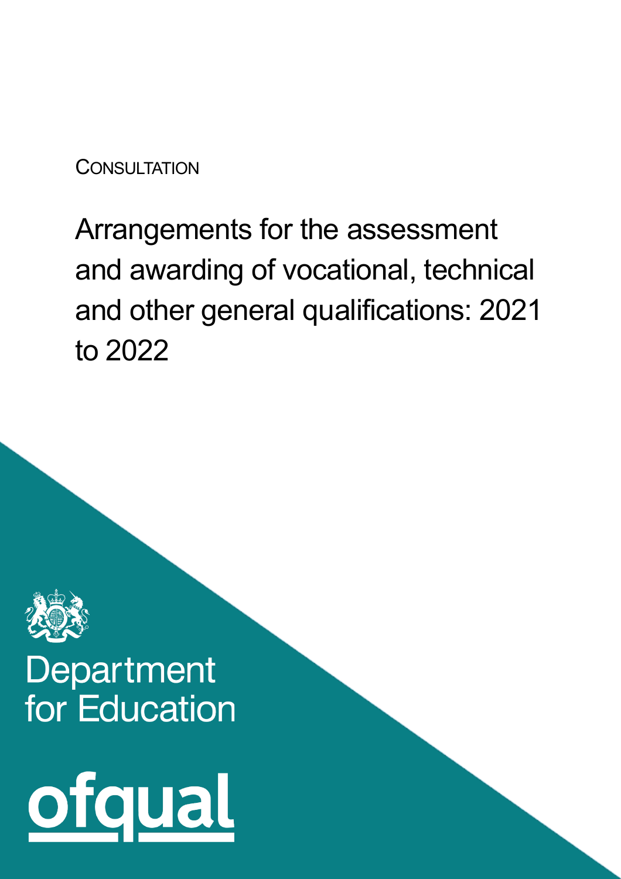CONSULTATION

# Arrangements for the assessment and awarding of vocational, technical and other general qualifications: 2021 to 2022

Department for Education

ofqual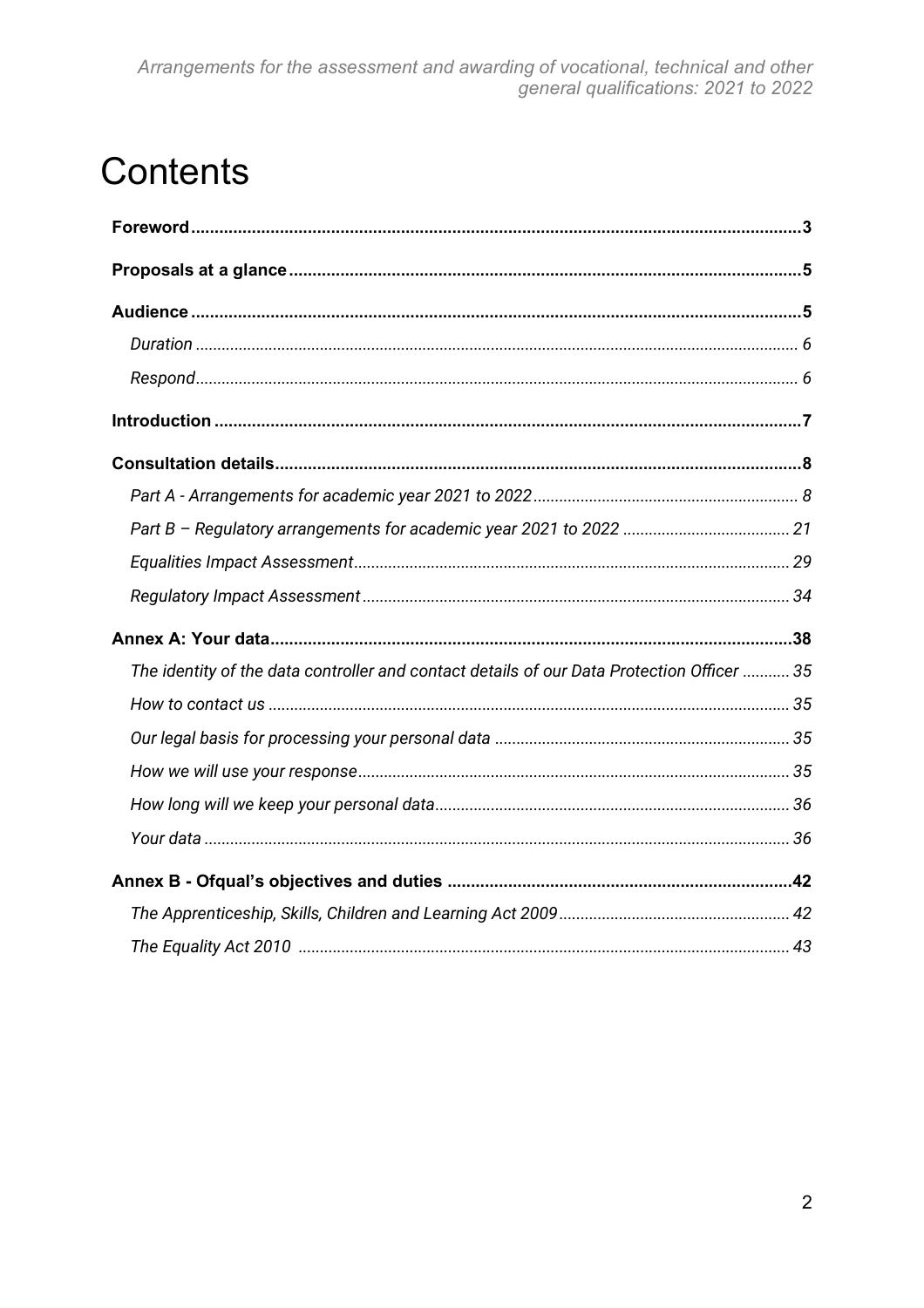# Contents

**Foreword** 3

**Proposals at a glance** 5

**Audience** 5

- *Duration* 6
- *Respond* 6

**Introduction** 7

**Consultation details** 8

- *Part A - Arrangements for academic year 2021 to 2022* 8
- *Part B – Regulatory arrangements for academic year 2021 to 2022* 21
- *Equalities Impact Assessment* 29
- *Regulatory Impact Assessment* 34

**Annex A: Your data** 38

- *The identity of the data controller and contact details of our Data Protection Officer* 35
- *How to contact us* 35
- *Our legal basis for processing your personal data* 35
- *How we will use your response* 35
- *How long will we keep your personal data* 36
- *Your data* 36

**Annex B - Ofqual's objectives and duties** 42

- *The Apprenticeship, Skills, Children and Learning Act 2009* 42
- *The Equality Act 2010* 43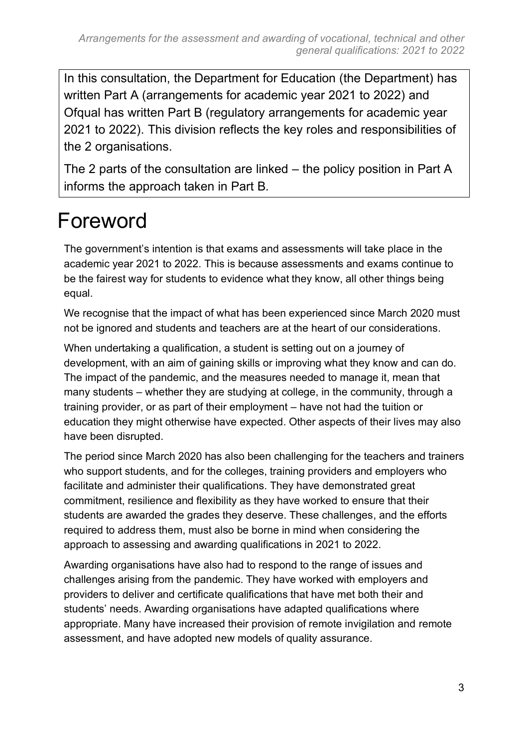In this consultation, the Department for Education (the Department) has written Part A (arrangements for academic year 2021 to 2022) and Ofqual has written Part B (regulatory arrangements for academic year 2021 to 2022). This division reflects the key roles and responsibilities of the 2 organisations.

The 2 parts of the consultation are linked – the policy position in Part A informs the approach taken in Part B.

# Foreword

The government's intention is that exams and assessments will take place in the academic year 2021 to 2022. This is because assessments and exams continue to be the fairest way for students to evidence what they know, all other things being equal.

We recognise that the impact of what has been experienced since March 2020 must not be ignored and students and teachers are at the heart of our considerations.

When undertaking a qualification, a student is setting out on a journey of development, with an aim of gaining skills or improving what they know and can do. The impact of the pandemic, and the measures needed to manage it, mean that many students – whether they are studying at college, in the community, through a training provider, or as part of their employment – have not had the tuition or education they might otherwise have expected. Other aspects of their lives may also have been disrupted.

The period since March 2020 has also been challenging for the teachers and trainers who support students, and for the colleges, training providers and employers who facilitate and administer their qualifications. They have demonstrated great commitment, resilience and flexibility as they have worked to ensure that their students are awarded the grades they deserve. These challenges, and the efforts required to address them, must also be borne in mind when considering the approach to assessing and awarding qualifications in 2021 to 2022.

Awarding organisations have also had to respond to the range of issues and challenges arising from the pandemic. They have worked with employers and providers to deliver and certificate qualifications that have met both their and students' needs. Awarding organisations have adapted qualifications where appropriate. Many have increased their provision of remote invigilation and remote assessment, and have adopted new models of quality assurance.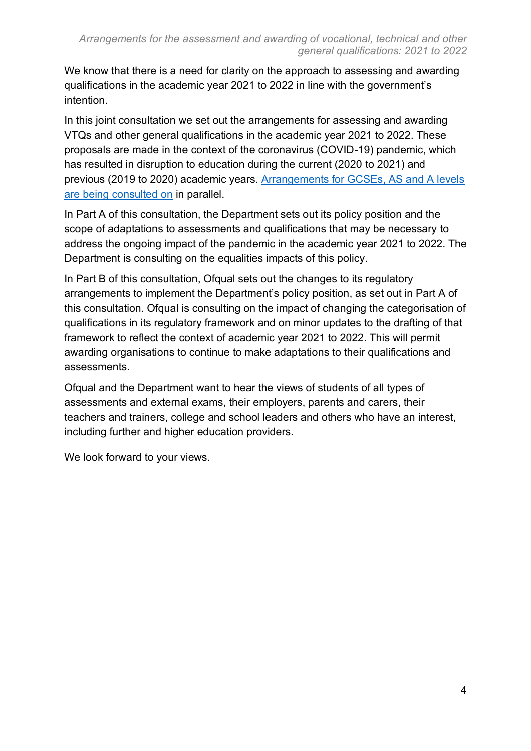We know that there is a need for clarity on the approach to assessing and awarding qualifications in the academic year 2021 to 2022 in line with the government's intention.

In this joint consultation we set out the arrangements for assessing and awarding VTQs and other general qualifications in the academic year 2021 to 2022. These proposals are made in the context of the coronavirus (COVID-19) pandemic, which has resulted in disruption to education during the current (2020 to 2021) and previous (2019 to 2020) academic years. [Arrangements for GCSEs, AS and A levels are being consulted on](#) in parallel.

In Part A of this consultation, the Department sets out its policy position and the scope of adaptations to assessments and qualifications that may be necessary to address the ongoing impact of the pandemic in the academic year 2021 to 2022. The Department is consulting on the equalities impacts of this policy.

In Part B of this consultation, Ofqual sets out the changes to its regulatory arrangements to implement the Department's policy position, as set out in Part A of this consultation. Ofqual is consulting on the impact of changing the categorisation of qualifications in its regulatory framework and on minor updates to the drafting of that framework to reflect the context of academic year 2021 to 2022. This will permit awarding organisations to continue to make adaptations to their qualifications and assessments.

Ofqual and the Department want to hear the views of students of all types of assessments and external exams, their employers, parents and carers, their teachers and trainers, college and school leaders and others who have an interest, including further and higher education providers.

We look forward to your views.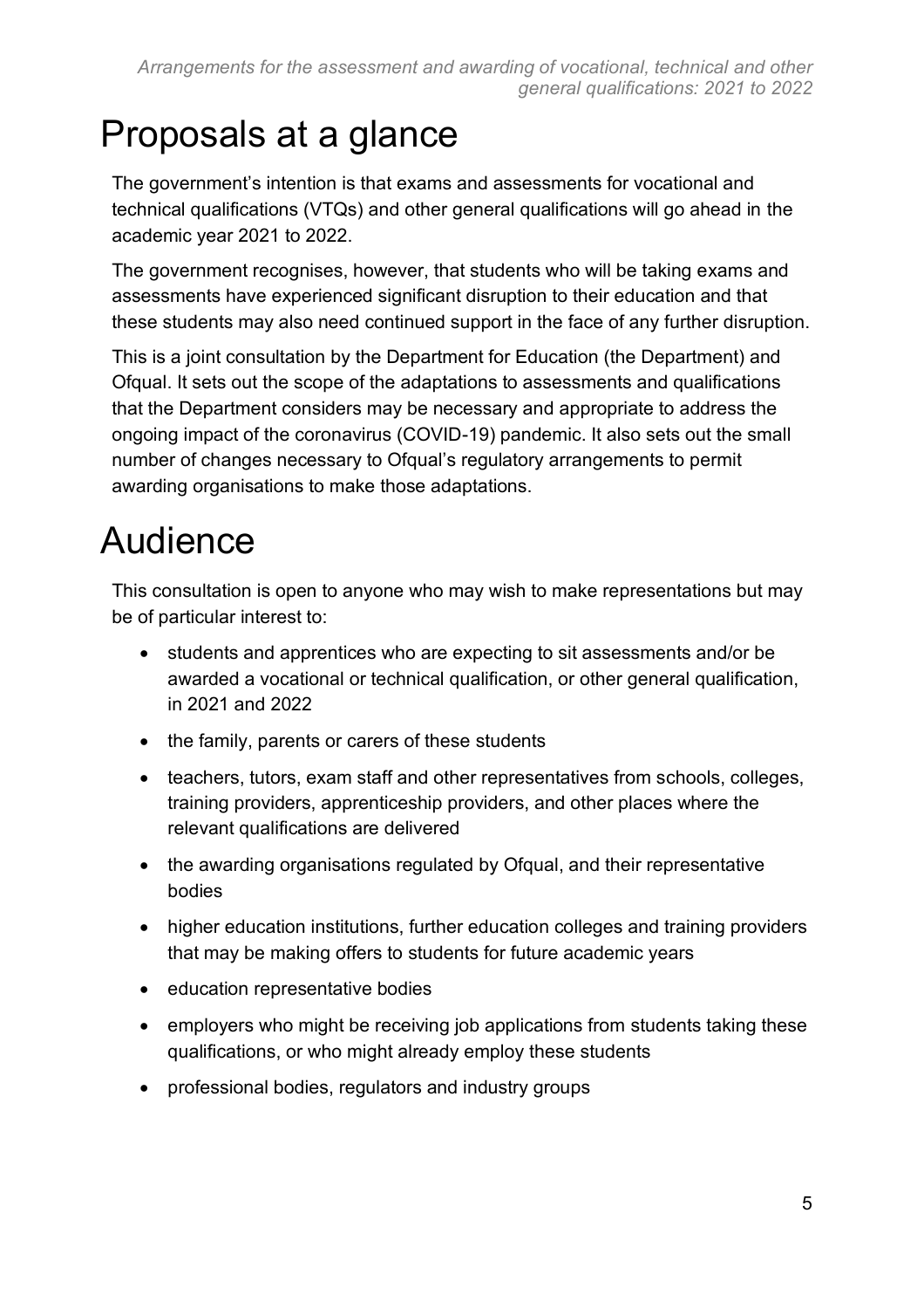# Proposals at a glance

The government's intention is that exams and assessments for vocational and technical qualifications (VTQs) and other general qualifications will go ahead in the academic year 2021 to 2022.

The government recognises, however, that students who will be taking exams and assessments have experienced significant disruption to their education and that these students may also need continued support in the face of any further disruption.

This is a joint consultation by the Department for Education (the Department) and Ofqual. It sets out the scope of the adaptations to assessments and qualifications that the Department considers may be necessary and appropriate to address the ongoing impact of the coronavirus (COVID-19) pandemic. It also sets out the small number of changes necessary to Ofqual's regulatory arrangements to permit awarding organisations to make those adaptations.

# Audience

This consultation is open to anyone who may wish to make representations but may be of particular interest to:

- students and apprentices who are expecting to sit assessments and/or be awarded a vocational or technical qualification, or other general qualification, in 2021 and 2022
- the family, parents or carers of these students
- teachers, tutors, exam staff and other representatives from schools, colleges, training providers, apprenticeship providers, and other places where the relevant qualifications are delivered
- the awarding organisations regulated by Ofqual, and their representative bodies
- higher education institutions, further education colleges and training providers that may be making offers to students for future academic years
- education representative bodies
- employers who might be receiving job applications from students taking these qualifications, or who might already employ these students
- professional bodies, regulators and industry groups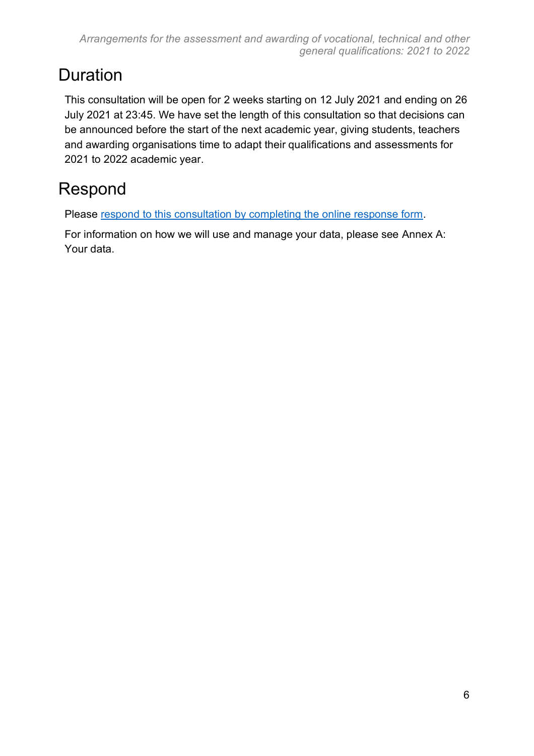## Duration

This consultation will be open for 2 weeks starting on 12 July 2021 and ending on 26 July 2021 at 23:45. We have set the length of this consultation so that decisions can be announced before the start of the next academic year, giving students, teachers and awarding organisations time to adapt their qualifications and assessments for 2021 to 2022 academic year.

## Respond

Please respond to this consultation by completing the online response form.

For information on how we will use and manage your data, please see Annex A: Your data.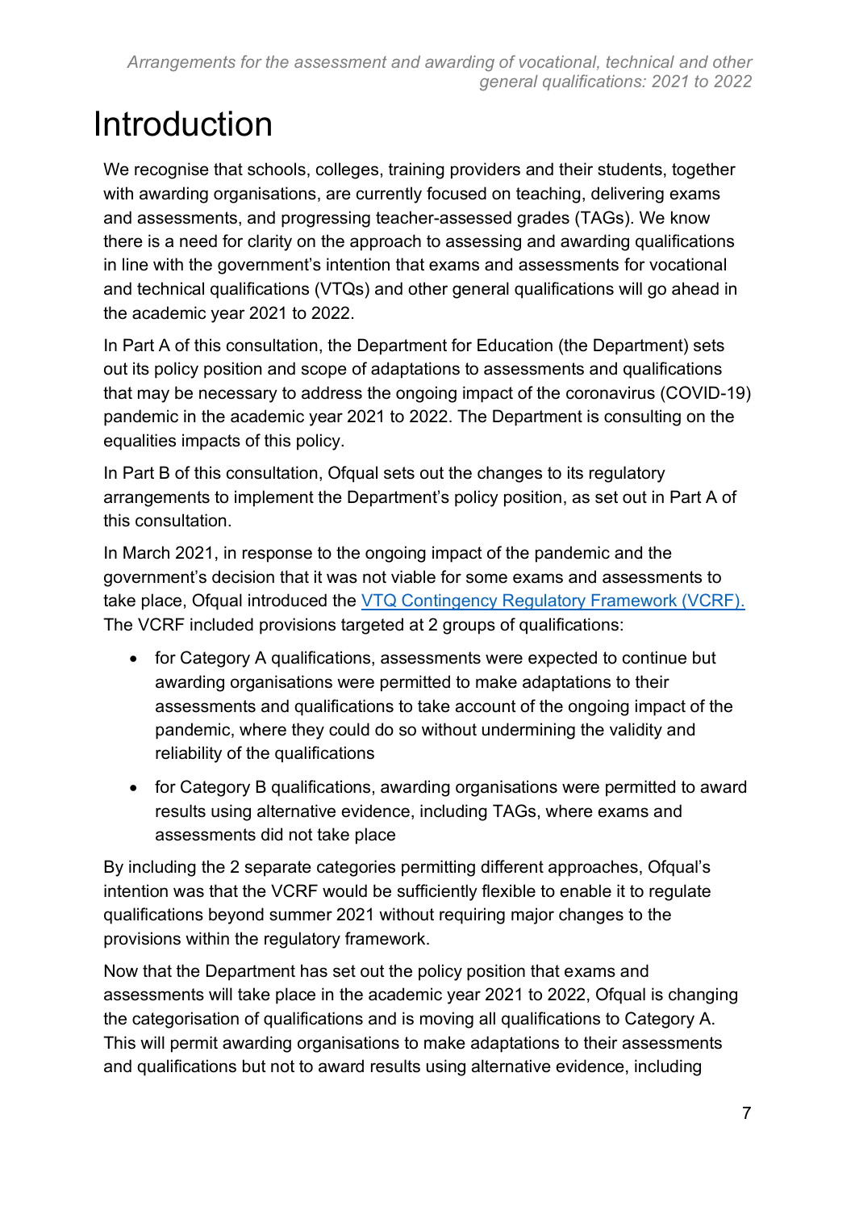# Introduction

We recognise that schools, colleges, training providers and their students, together with awarding organisations, are currently focused on teaching, delivering exams and assessments, and progressing teacher-assessed grades (TAGs). We know there is a need for clarity on the approach to assessing and awarding qualifications in line with the government's intention that exams and assessments for vocational and technical qualifications (VTQs) and other general qualifications will go ahead in the academic year 2021 to 2022.

In Part A of this consultation, the Department for Education (the Department) sets out its policy position and scope of adaptations to assessments and qualifications that may be necessary to address the ongoing impact of the coronavirus (COVID-19) pandemic in the academic year 2021 to 2022. The Department is consulting on the equalities impacts of this policy.

In Part B of this consultation, Ofqual sets out the changes to its regulatory arrangements to implement the Department's policy position, as set out in Part A of this consultation.

In March 2021, in response to the ongoing impact of the pandemic and the government's decision that it was not viable for some exams and assessments to take place, Ofqual introduced the VTQ Contingency Regulatory Framework (VCRF). The VCRF included provisions targeted at 2 groups of qualifications:

- for Category A qualifications, assessments were expected to continue but awarding organisations were permitted to make adaptations to their assessments and qualifications to take account of the ongoing impact of the pandemic, where they could do so without undermining the validity and reliability of the qualifications
- for Category B qualifications, awarding organisations were permitted to award results using alternative evidence, including TAGs, where exams and assessments did not take place

By including the 2 separate categories permitting different approaches, Ofqual's intention was that the VCRF would be sufficiently flexible to enable it to regulate qualifications beyond summer 2021 without requiring major changes to the provisions within the regulatory framework.

Now that the Department has set out the policy position that exams and assessments will take place in the academic year 2021 to 2022, Ofqual is changing the categorisation of qualifications and is moving all qualifications to Category A. This will permit awarding organisations to make adaptations to their assessments and qualifications but not to award results using alternative evidence, including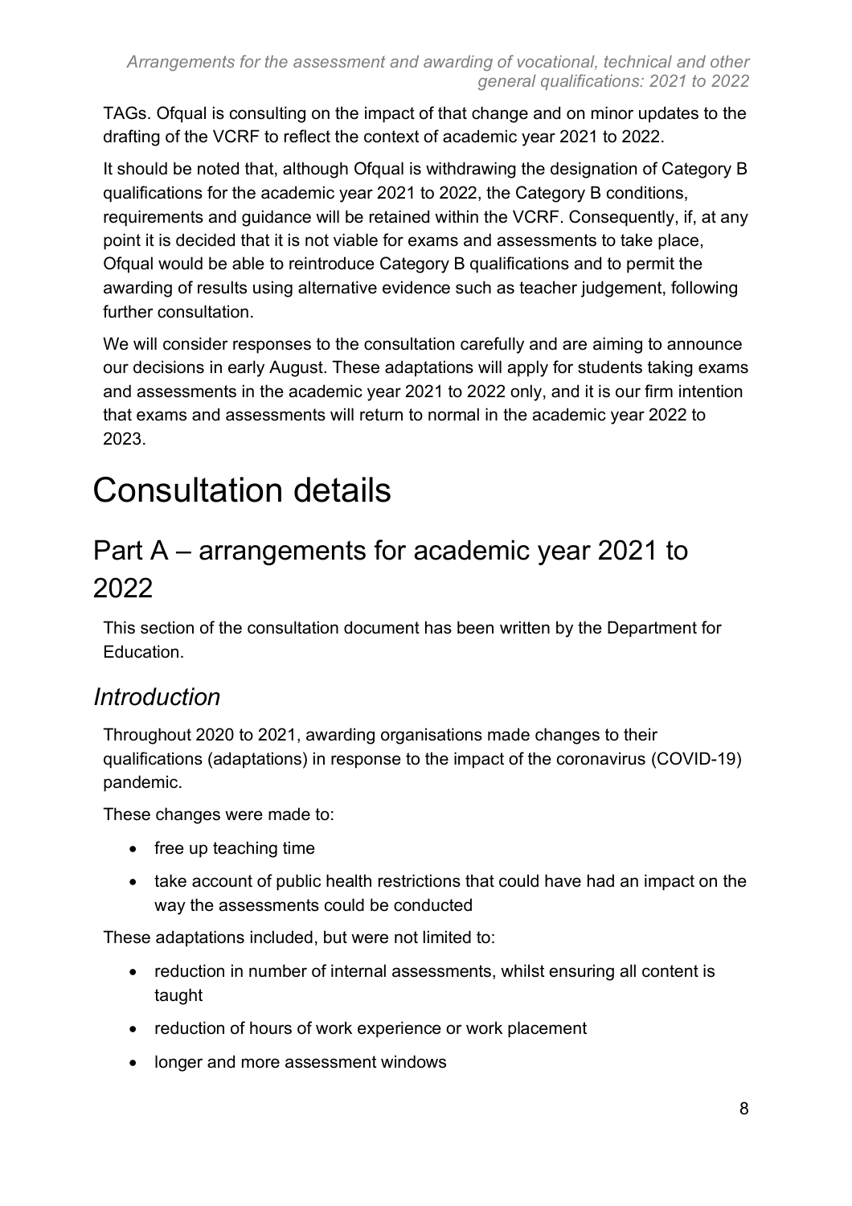TAGs. Ofqual is consulting on the impact of that change and on minor updates to the drafting of the VCRF to reflect the context of academic year 2021 to 2022.

It should be noted that, although Ofqual is withdrawing the designation of Category B qualifications for the academic year 2021 to 2022, the Category B conditions, requirements and guidance will be retained within the VCRF. Consequently, if, at any point it is decided that it is not viable for exams and assessments to take place, Ofqual would be able to reintroduce Category B qualifications and to permit the awarding of results using alternative evidence such as teacher judgement, following further consultation.

We will consider responses to the consultation carefully and are aiming to announce our decisions in early August. These adaptations will apply for students taking exams and assessments in the academic year 2021 to 2022 only, and it is our firm intention that exams and assessments will return to normal in the academic year 2022 to 2023.

# Consultation details

## Part A – arrangements for academic year 2021 to 2022

This section of the consultation document has been written by the Department for Education.

### *Introduction*

Throughout 2020 to 2021, awarding organisations made changes to their qualifications (adaptations) in response to the impact of the coronavirus (COVID-19) pandemic.

These changes were made to:

- free up teaching time
- take account of public health restrictions that could have had an impact on the way the assessments could be conducted

These adaptations included, but were not limited to:

- reduction in number of internal assessments, whilst ensuring all content is taught
- reduction of hours of work experience or work placement
- longer and more assessment windows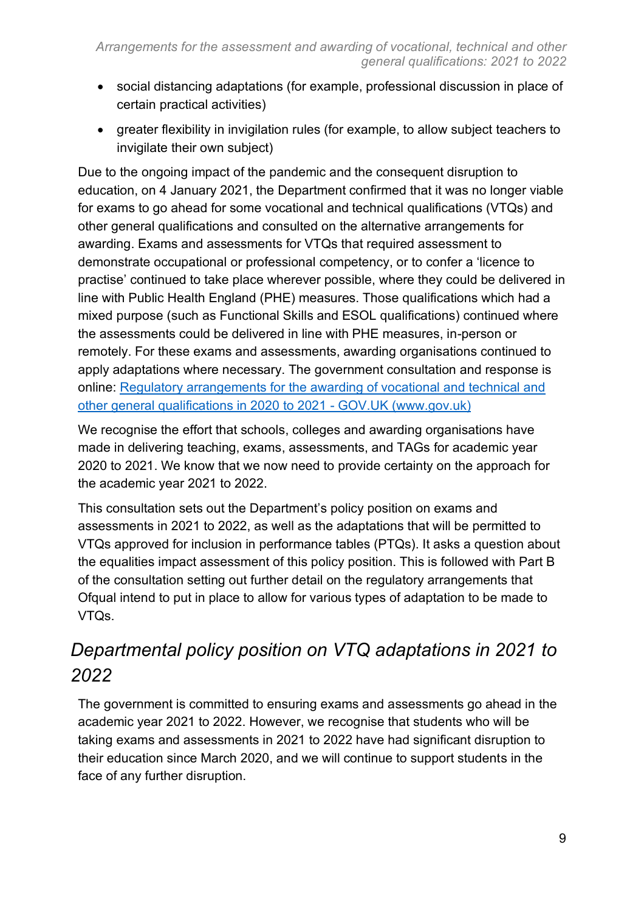- social distancing adaptations (for example, professional discussion in place of certain practical activities)
- greater flexibility in invigilation rules (for example, to allow subject teachers to invigilate their own subject)

Due to the ongoing impact of the pandemic and the consequent disruption to education, on 4 January 2021, the Department confirmed that it was no longer viable for exams to go ahead for some vocational and technical qualifications (VTQs) and other general qualifications and consulted on the alternative arrangements for awarding. Exams and assessments for VTQs that required assessment to demonstrate occupational or professional competency, or to confer a 'licence to practise' continued to take place wherever possible, where they could be delivered in line with Public Health England (PHE) measures. Those qualifications which had a mixed purpose (such as Functional Skills and ESOL qualifications) continued where the assessments could be delivered in line with PHE measures, in-person or remotely. For these exams and assessments, awarding organisations continued to apply adaptations where necessary. The government consultation and response is online: [Regulatory arrangements for the awarding of vocational and technical and other general qualifications in 2020 to 2021 - GOV.UK (www.gov.uk)]

We recognise the effort that schools, colleges and awarding organisations have made in delivering teaching, exams, assessments, and TAGs for academic year 2020 to 2021. We know that we now need to provide certainty on the approach for the academic year 2021 to 2022.

This consultation sets out the Department's policy position on exams and assessments in 2021 to 2022, as well as the adaptations that will be permitted to VTQs approved for inclusion in performance tables (PTQs). It asks a question about the equalities impact assessment of this policy position. This is followed with Part B of the consultation setting out further detail on the regulatory arrangements that Ofqual intend to put in place to allow for various types of adaptation to be made to VTQs.

## *Departmental policy position on VTQ adaptations in 2021 to 2022*

The government is committed to ensuring exams and assessments go ahead in the academic year 2021 to 2022. However, we recognise that students who will be taking exams and assessments in 2021 to 2022 have had significant disruption to their education since March 2020, and we will continue to support students in the face of any further disruption.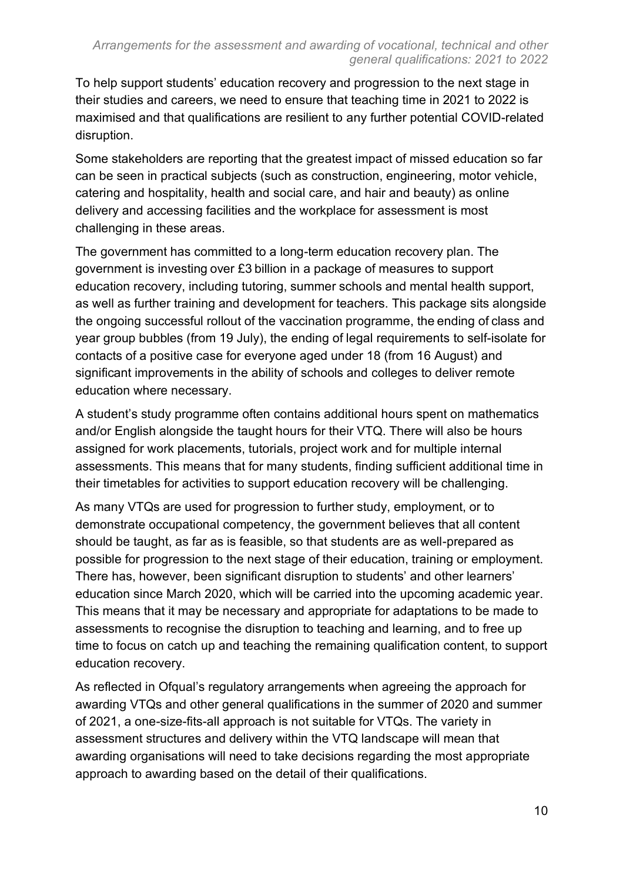To help support students' education recovery and progression to the next stage in their studies and careers, we need to ensure that teaching time in 2021 to 2022 is maximised and that qualifications are resilient to any further potential COVID-related disruption.

Some stakeholders are reporting that the greatest impact of missed education so far can be seen in practical subjects (such as construction, engineering, motor vehicle, catering and hospitality, health and social care, and hair and beauty) as online delivery and accessing facilities and the workplace for assessment is most challenging in these areas.

The government has committed to a long-term education recovery plan. The government is investing over £3 billion in a package of measures to support education recovery, including tutoring, summer schools and mental health support, as well as further training and development for teachers. This package sits alongside the ongoing successful rollout of the vaccination programme, the ending of class and year group bubbles (from 19 July), the ending of legal requirements to self-isolate for contacts of a positive case for everyone aged under 18 (from 16 August) and significant improvements in the ability of schools and colleges to deliver remote education where necessary.

A student's study programme often contains additional hours spent on mathematics and/or English alongside the taught hours for their VTQ. There will also be hours assigned for work placements, tutorials, project work and for multiple internal assessments. This means that for many students, finding sufficient additional time in their timetables for activities to support education recovery will be challenging.

As many VTQs are used for progression to further study, employment, or to demonstrate occupational competency, the government believes that all content should be taught, as far as is feasible, so that students are as well-prepared as possible for progression to the next stage of their education, training or employment. There has, however, been significant disruption to students' and other learners' education since March 2020, which will be carried into the upcoming academic year. This means that it may be necessary and appropriate for adaptations to be made to assessments to recognise the disruption to teaching and learning, and to free up time to focus on catch up and teaching the remaining qualification content, to support education recovery.

As reflected in Ofqual's regulatory arrangements when agreeing the approach for awarding VTQs and other general qualifications in the summer of 2020 and summer of 2021, a one-size-fits-all approach is not suitable for VTQs. The variety in assessment structures and delivery within the VTQ landscape will mean that awarding organisations will need to take decisions regarding the most appropriate approach to awarding based on the detail of their qualifications.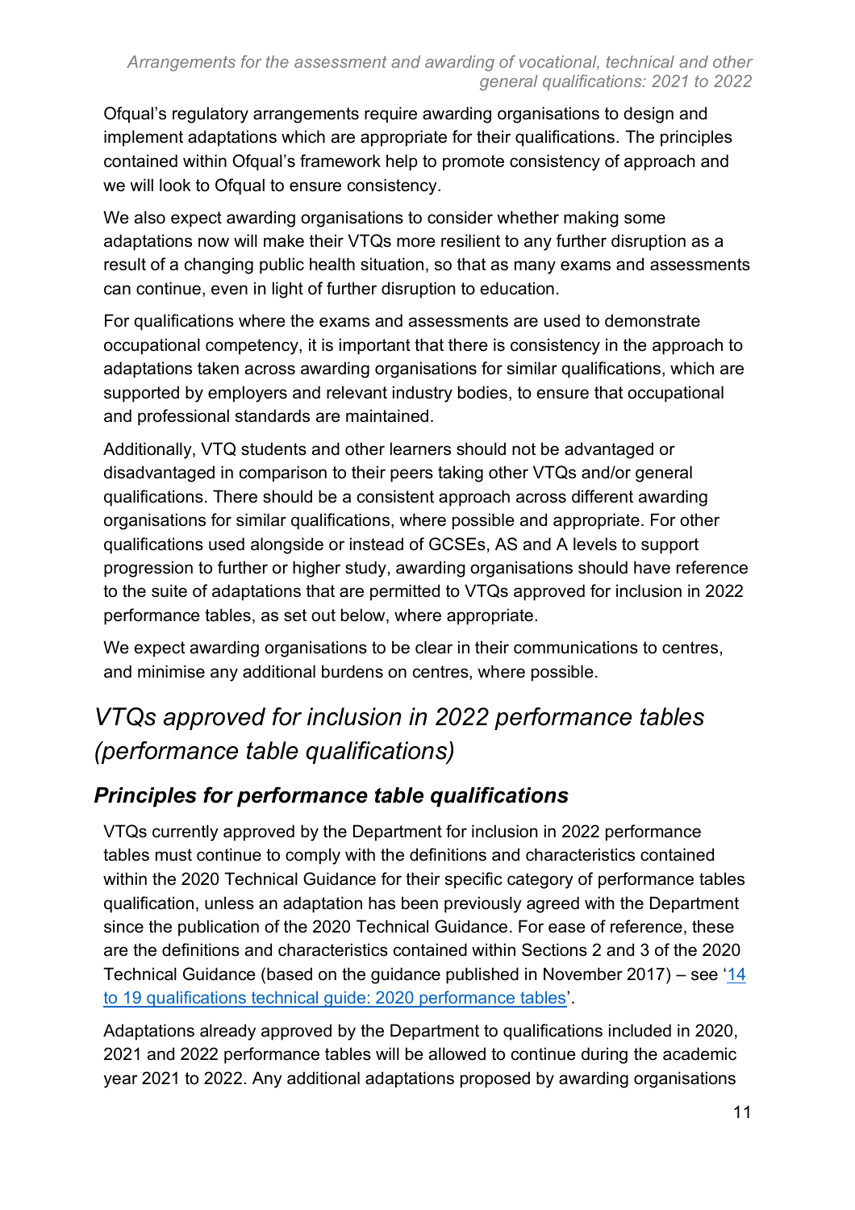Ofqual's regulatory arrangements require awarding organisations to design and implement adaptations which are appropriate for their qualifications. The principles contained within Ofqual's framework help to promote consistency of approach and we will look to Ofqual to ensure consistency.

We also expect awarding organisations to consider whether making some adaptations now will make their VTQs more resilient to any further disruption as a result of a changing public health situation, so that as many exams and assessments can continue, even in light of further disruption to education.

For qualifications where the exams and assessments are used to demonstrate occupational competency, it is important that there is consistency in the approach to adaptations taken across awarding organisations for similar qualifications, which are supported by employers and relevant industry bodies, to ensure that occupational and professional standards are maintained.

Additionally, VTQ students and other learners should not be advantaged or disadvantaged in comparison to their peers taking other VTQs and/or general qualifications. There should be a consistent approach across different awarding organisations for similar qualifications, where possible and appropriate. For other qualifications used alongside or instead of GCSEs, AS and A levels to support progression to further or higher study, awarding organisations should have reference to the suite of adaptations that are permitted to VTQs approved for inclusion in 2022 performance tables, as set out below, where appropriate.

We expect awarding organisations to be clear in their communications to centres, and minimise any additional burdens on centres, where possible.

## *VTQs approved for inclusion in 2022 performance tables (performance table qualifications)*

### *Principles for performance table qualifications*

VTQs currently approved by the Department for inclusion in 2022 performance tables must continue to comply with the definitions and characteristics contained within the 2020 Technical Guidance for their specific category of performance tables qualification, unless an adaptation has been previously agreed with the Department since the publication of the 2020 Technical Guidance. For ease of reference, these are the definitions and characteristics contained within Sections 2 and 3 of the 2020 Technical Guidance (based on the guidance published in November 2017) – see '14 to 19 qualifications technical guide: 2020 performance tables'.

Adaptations already approved by the Department to qualifications included in 2020, 2021 and 2022 performance tables will be allowed to continue during the academic year 2021 to 2022. Any additional adaptations proposed by awarding organisations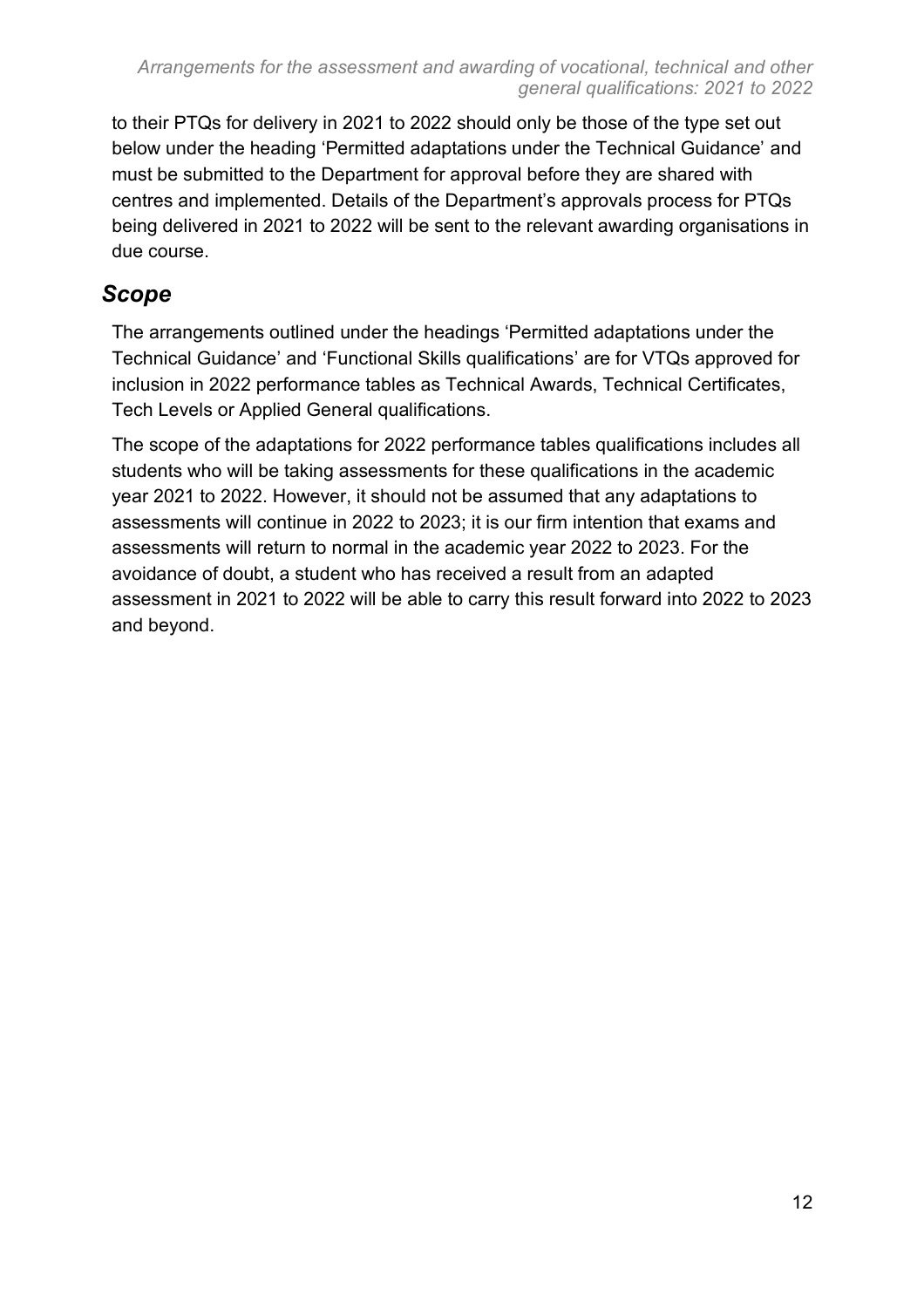to their PTQs for delivery in 2021 to 2022 should only be those of the type set out below under the heading 'Permitted adaptations under the Technical Guidance' and must be submitted to the Department for approval before they are shared with centres and implemented. Details of the Department's approvals process for PTQs being delivered in 2021 to 2022 will be sent to the relevant awarding organisations in due course.

## *Scope*

The arrangements outlined under the headings 'Permitted adaptations under the Technical Guidance' and 'Functional Skills qualifications' are for VTQs approved for inclusion in 2022 performance tables as Technical Awards, Technical Certificates, Tech Levels or Applied General qualifications.

The scope of the adaptations for 2022 performance tables qualifications includes all students who will be taking assessments for these qualifications in the academic year 2021 to 2022. However, it should not be assumed that any adaptations to assessments will continue in 2022 to 2023; it is our firm intention that exams and assessments will return to normal in the academic year 2022 to 2023. For the avoidance of doubt, a student who has received a result from an adapted assessment in 2021 to 2022 will be able to carry this result forward into 2022 to 2023 and beyond.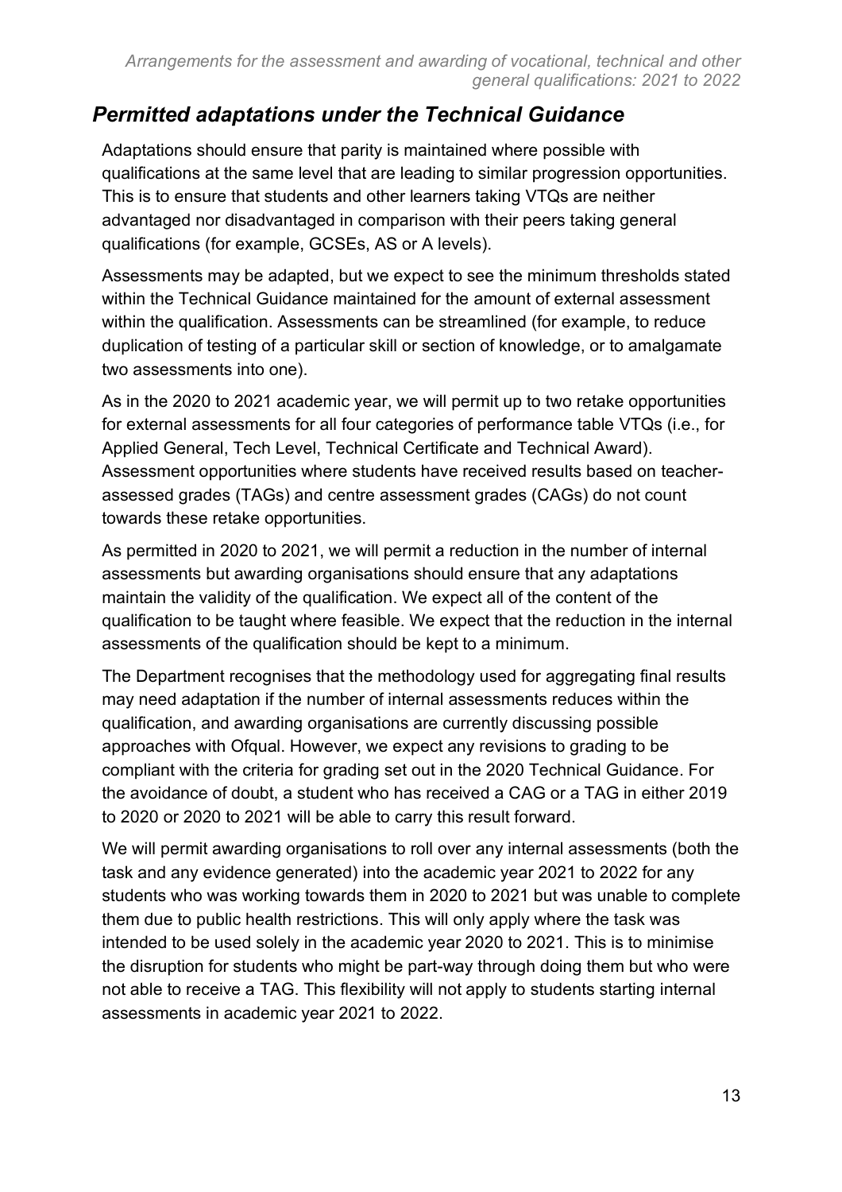## *Permitted adaptations under the Technical Guidance*

Adaptations should ensure that parity is maintained where possible with qualifications at the same level that are leading to similar progression opportunities. This is to ensure that students and other learners taking VTQs are neither advantaged nor disadvantaged in comparison with their peers taking general qualifications (for example, GCSEs, AS or A levels).

Assessments may be adapted, but we expect to see the minimum thresholds stated within the Technical Guidance maintained for the amount of external assessment within the qualification. Assessments can be streamlined (for example, to reduce duplication of testing of a particular skill or section of knowledge, or to amalgamate two assessments into one).

As in the 2020 to 2021 academic year, we will permit up to two retake opportunities for external assessments for all four categories of performance table VTQs (i.e., for Applied General, Tech Level, Technical Certificate and Technical Award). Assessment opportunities where students have received results based on teacher-assessed grades (TAGs) and centre assessment grades (CAGs) do not count towards these retake opportunities.

As permitted in 2020 to 2021, we will permit a reduction in the number of internal assessments but awarding organisations should ensure that any adaptations maintain the validity of the qualification. We expect all of the content of the qualification to be taught where feasible. We expect that the reduction in the internal assessments of the qualification should be kept to a minimum.

The Department recognises that the methodology used for aggregating final results may need adaptation if the number of internal assessments reduces within the qualification, and awarding organisations are currently discussing possible approaches with Ofqual. However, we expect any revisions to grading to be compliant with the criteria for grading set out in the 2020 Technical Guidance. For the avoidance of doubt, a student who has received a CAG or a TAG in either 2019 to 2020 or 2020 to 2021 will be able to carry this result forward.

We will permit awarding organisations to roll over any internal assessments (both the task and any evidence generated) into the academic year 2021 to 2022 for any students who was working towards them in 2020 to 2021 but was unable to complete them due to public health restrictions. This will only apply where the task was intended to be used solely in the academic year 2020 to 2021. This is to minimise the disruption for students who might be part-way through doing them but who were not able to receive a TAG. This flexibility will not apply to students starting internal assessments in academic year 2021 to 2022.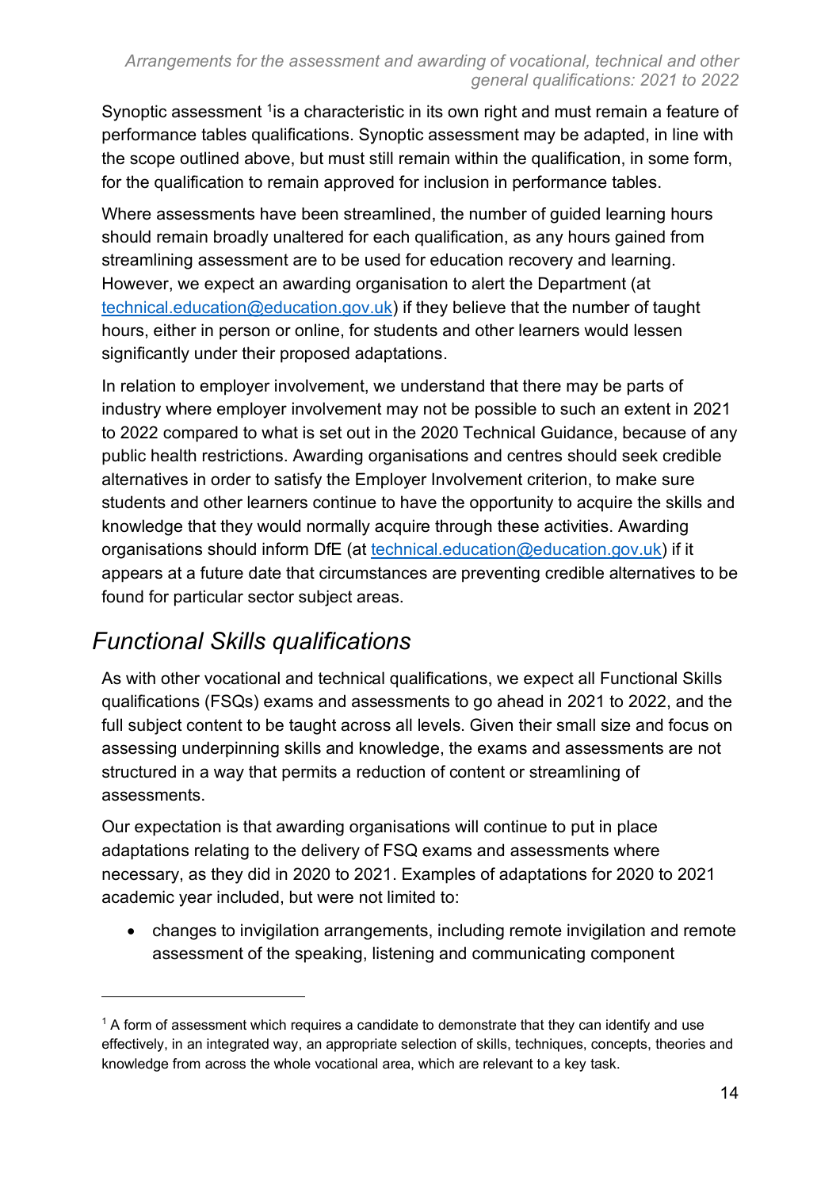Synoptic assessment [1] is a characteristic in its own right and must remain a feature of performance tables qualifications. Synoptic assessment may be adapted, in line with the scope outlined above, but must still remain within the qualification, in some form, for the qualification to remain approved for inclusion in performance tables.

Where assessments have been streamlined, the number of guided learning hours should remain broadly unaltered for each qualification, as any hours gained from streamlining assessment are to be used for education recovery and learning. However, we expect an awarding organisation to alert the Department (at [technical.education@education.gov.uk](mailto:technical.education@education.gov.uk)) if they believe that the number of taught hours, either in person or online, for students and other learners would lessen significantly under their proposed adaptations.

In relation to employer involvement, we understand that there may be parts of industry where employer involvement may not be possible to such an extent in 2021 to 2022 compared to what is set out in the 2020 Technical Guidance, because of any public health restrictions. Awarding organisations and centres should seek credible alternatives in order to satisfy the Employer Involvement criterion, to make sure students and other learners continue to have the opportunity to acquire the skills and knowledge that they would normally acquire through these activities. Awarding organisations should inform DfE (at [technical.education@education.gov.uk](mailto:technical.education@education.gov.uk)) if it appears at a future date that circumstances are preventing credible alternatives to be found for particular sector subject areas.

## *Functional Skills qualifications*

As with other vocational and technical qualifications, we expect all Functional Skills qualifications (FSQs) exams and assessments to go ahead in 2021 to 2022, and the full subject content to be taught across all levels. Given their small size and focus on assessing underpinning skills and knowledge, the exams and assessments are not structured in a way that permits a reduction of content or streamlining of assessments.

Our expectation is that awarding organisations will continue to put in place adaptations relating to the delivery of FSQ exams and assessments where necessary, as they did in 2020 to 2021. Examples of adaptations for 2020 to 2021 academic year included, but were not limited to:

- changes to invigilation arrangements, including remote invigilation and remote assessment of the speaking, listening and communicating component

---

[1] A form of assessment which requires a candidate to demonstrate that they can identify and use effectively, in an integrated way, an appropriate selection of skills, techniques, concepts, theories and knowledge from across the whole vocational area, which are relevant to a key task.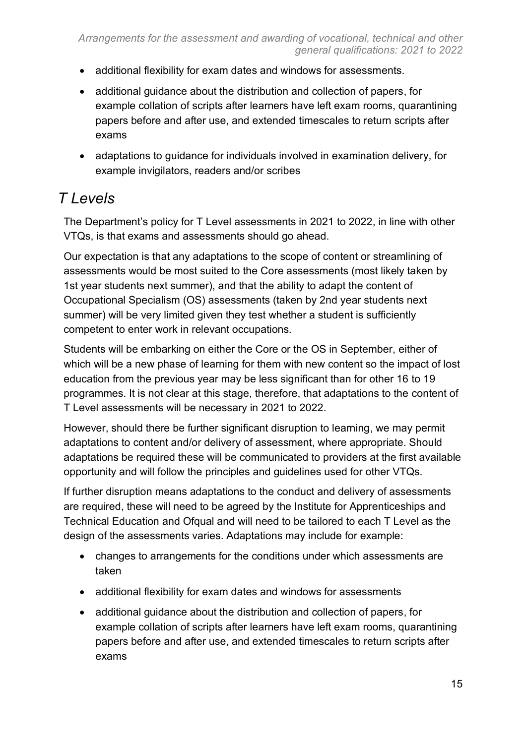- additional flexibility for exam dates and windows for assessments.
- additional guidance about the distribution and collection of papers, for example collation of scripts after learners have left exam rooms, quarantining papers before and after use, and extended timescales to return scripts after exams
- adaptations to guidance for individuals involved in examination delivery, for example invigilators, readers and/or scribes

## *T Levels*

The Department's policy for T Level assessments in 2021 to 2022, in line with other VTQs, is that exams and assessments should go ahead.

Our expectation is that any adaptations to the scope of content or streamlining of assessments would be most suited to the Core assessments (most likely taken by 1st year students next summer), and that the ability to adapt the content of Occupational Specialism (OS) assessments (taken by 2nd year students next summer) will be very limited given they test whether a student is sufficiently competent to enter work in relevant occupations.

Students will be embarking on either the Core or the OS in September, either of which will be a new phase of learning for them with new content so the impact of lost education from the previous year may be less significant than for other 16 to 19 programmes. It is not clear at this stage, therefore, that adaptations to the content of T Level assessments will be necessary in 2021 to 2022.

However, should there be further significant disruption to learning, we may permit adaptations to content and/or delivery of assessment, where appropriate. Should adaptations be required these will be communicated to providers at the first available opportunity and will follow the principles and guidelines used for other VTQs.

If further disruption means adaptations to the conduct and delivery of assessments are required, these will need to be agreed by the Institute for Apprenticeships and Technical Education and Ofqual and will need to be tailored to each T Level as the design of the assessments varies. Adaptations may include for example:

- changes to arrangements for the conditions under which assessments are taken
- additional flexibility for exam dates and windows for assessments
- additional guidance about the distribution and collection of papers, for example collation of scripts after learners have left exam rooms, quarantining papers before and after use, and extended timescales to return scripts after exams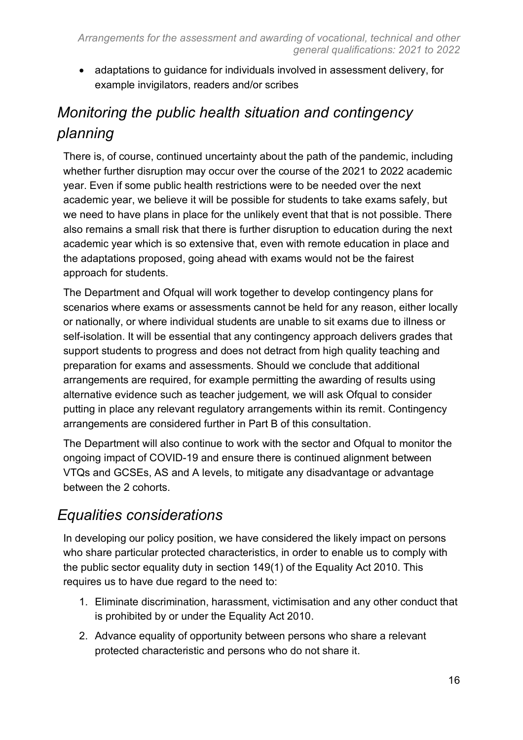- adaptations to guidance for individuals involved in assessment delivery, for example invigilators, readers and/or scribes

## *Monitoring the public health situation and contingency planning*

There is, of course, continued uncertainty about the path of the pandemic, including whether further disruption may occur over the course of the 2021 to 2022 academic year. Even if some public health restrictions were to be needed over the next academic year, we believe it will be possible for students to take exams safely, but we need to have plans in place for the unlikely event that that is not possible. There also remains a small risk that there is further disruption to education during the next academic year which is so extensive that, even with remote education in place and the adaptations proposed, going ahead with exams would not be the fairest approach for students.

The Department and Ofqual will work together to develop contingency plans for scenarios where exams or assessments cannot be held for any reason, either locally or nationally, or where individual students are unable to sit exams due to illness or self-isolation. It will be essential that any contingency approach delivers grades that support students to progress and does not detract from high quality teaching and preparation for exams and assessments. Should we conclude that additional arrangements are required, for example permitting the awarding of results using alternative evidence such as teacher judgement*,* we will ask Ofqual to consider putting in place any relevant regulatory arrangements within its remit. Contingency arrangements are considered further in Part B of this consultation.

The Department will also continue to work with the sector and Ofqual to monitor the ongoing impact of COVID-19 and ensure there is continued alignment between VTQs and GCSEs, AS and A levels, to mitigate any disadvantage or advantage between the 2 cohorts.

## *Equalities considerations*

In developing our policy position, we have considered the likely impact on persons who share particular protected characteristics, in order to enable us to comply with the public sector equality duty in section 149(1) of the Equality Act 2010. This requires us to have due regard to the need to:

1. Eliminate discrimination, harassment, victimisation and any other conduct that is prohibited by or under the Equality Act 2010.
2. Advance equality of opportunity between persons who share a relevant protected characteristic and persons who do not share it.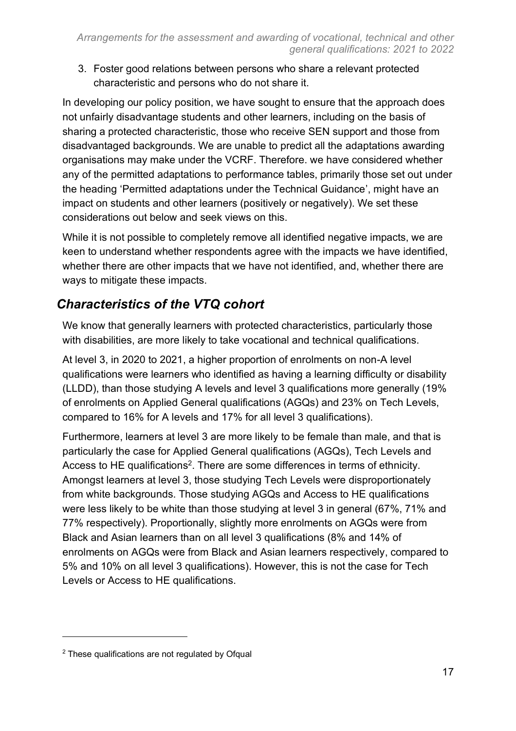3. Foster good relations between persons who share a relevant protected characteristic and persons who do not share it.

In developing our policy position, we have sought to ensure that the approach does not unfairly disadvantage students and other learners, including on the basis of sharing a protected characteristic, those who receive SEN support and those from disadvantaged backgrounds. We are unable to predict all the adaptations awarding organisations may make under the VCRF. Therefore. we have considered whether any of the permitted adaptations to performance tables, primarily those set out under the heading 'Permitted adaptations under the Technical Guidance', might have an impact on students and other learners (positively or negatively). We set these considerations out below and seek views on this.

While it is not possible to completely remove all identified negative impacts, we are keen to understand whether respondents agree with the impacts we have identified, whether there are other impacts that we have not identified, and, whether there are ways to mitigate these impacts.

## *Characteristics of the VTQ cohort*

We know that generally learners with protected characteristics, particularly those with disabilities, are more likely to take vocational and technical qualifications.

At level 3, in 2020 to 2021, a higher proportion of enrolments on non-A level qualifications were learners who identified as having a learning difficulty or disability (LLDD), than those studying A levels and level 3 qualifications more generally (19% of enrolments on Applied General qualifications (AGQs) and 23% on Tech Levels, compared to 16% for A levels and 17% for all level 3 qualifications).

Furthermore, learners at level 3 are more likely to be female than male, and that is particularly the case for Applied General qualifications (AGQs), Tech Levels and Access to HE qualifications[2]. There are some differences in terms of ethnicity. Amongst learners at level 3, those studying Tech Levels were disproportionately from white backgrounds. Those studying AGQs and Access to HE qualifications were less likely to be white than those studying at level 3 in general (67%, 71% and 77% respectively). Proportionally, slightly more enrolments on AGQs were from Black and Asian learners than on all level 3 qualifications (8% and 14% of enrolments on AGQs were from Black and Asian learners respectively, compared to 5% and 10% on all level 3 qualifications). However, this is not the case for Tech Levels or Access to HE qualifications.

[2] These qualifications are not regulated by Ofqual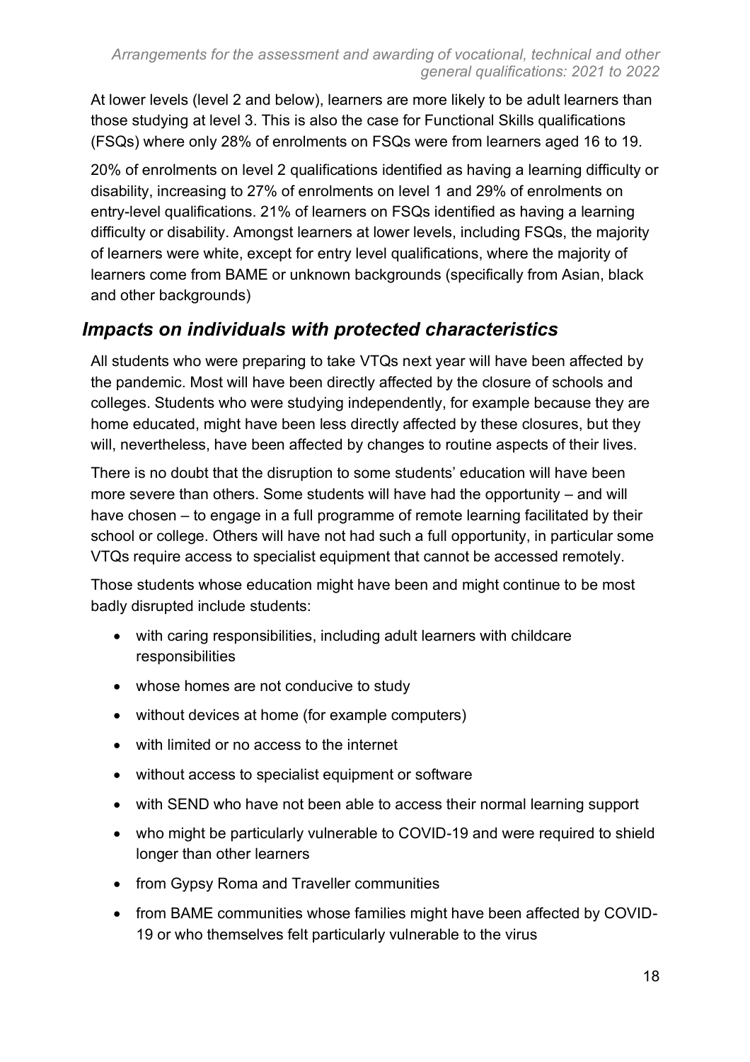At lower levels (level 2 and below), learners are more likely to be adult learners than those studying at level 3. This is also the case for Functional Skills qualifications (FSQs) where only 28% of enrolments on FSQs were from learners aged 16 to 19.

20% of enrolments on level 2 qualifications identified as having a learning difficulty or disability, increasing to 27% of enrolments on level 1 and 29% of enrolments on entry-level qualifications. 21% of learners on FSQs identified as having a learning difficulty or disability. Amongst learners at lower levels, including FSQs, the majority of learners were white, except for entry level qualifications, where the majority of learners come from BAME or unknown backgrounds (specifically from Asian, black and other backgrounds)

## *Impacts on individuals with protected characteristics*

All students who were preparing to take VTQs next year will have been affected by the pandemic. Most will have been directly affected by the closure of schools and colleges. Students who were studying independently, for example because they are home educated, might have been less directly affected by these closures, but they will, nevertheless, have been affected by changes to routine aspects of their lives.

There is no doubt that the disruption to some students' education will have been more severe than others. Some students will have had the opportunity – and will have chosen – to engage in a full programme of remote learning facilitated by their school or college. Others will have not had such a full opportunity, in particular some VTQs require access to specialist equipment that cannot be accessed remotely.

Those students whose education might have been and might continue to be most badly disrupted include students:

- with caring responsibilities, including adult learners with childcare responsibilities
- whose homes are not conducive to study
- without devices at home (for example computers)
- with limited or no access to the internet
- without access to specialist equipment or software
- with SEND who have not been able to access their normal learning support
- who might be particularly vulnerable to COVID-19 and were required to shield longer than other learners
- from Gypsy Roma and Traveller communities
- from BAME communities whose families might have been affected by COVID-19 or who themselves felt particularly vulnerable to the virus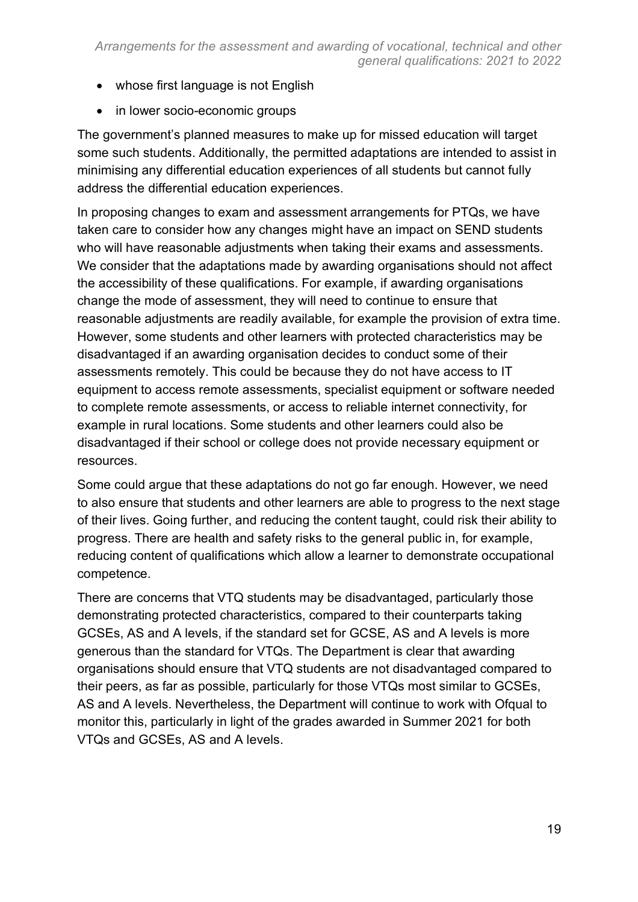- whose first language is not English
- in lower socio-economic groups

The government's planned measures to make up for missed education will target some such students. Additionally, the permitted adaptations are intended to assist in minimising any differential education experiences of all students but cannot fully address the differential education experiences.

In proposing changes to exam and assessment arrangements for PTQs, we have taken care to consider how any changes might have an impact on SEND students who will have reasonable adjustments when taking their exams and assessments. We consider that the adaptations made by awarding organisations should not affect the accessibility of these qualifications. For example, if awarding organisations change the mode of assessment, they will need to continue to ensure that reasonable adjustments are readily available, for example the provision of extra time. However, some students and other learners with protected characteristics may be disadvantaged if an awarding organisation decides to conduct some of their assessments remotely. This could be because they do not have access to IT equipment to access remote assessments, specialist equipment or software needed to complete remote assessments, or access to reliable internet connectivity, for example in rural locations. Some students and other learners could also be disadvantaged if their school or college does not provide necessary equipment or resources.

Some could argue that these adaptations do not go far enough. However, we need to also ensure that students and other learners are able to progress to the next stage of their lives. Going further, and reducing the content taught, could risk their ability to progress. There are health and safety risks to the general public in, for example, reducing content of qualifications which allow a learner to demonstrate occupational competence.

There are concerns that VTQ students may be disadvantaged, particularly those demonstrating protected characteristics, compared to their counterparts taking GCSEs, AS and A levels, if the standard set for GCSE, AS and A levels is more generous than the standard for VTQs. The Department is clear that awarding organisations should ensure that VTQ students are not disadvantaged compared to their peers, as far as possible, particularly for those VTQs most similar to GCSEs, AS and A levels. Nevertheless, the Department will continue to work with Ofqual to monitor this, particularly in light of the grades awarded in Summer 2021 for both VTQs and GCSEs, AS and A levels.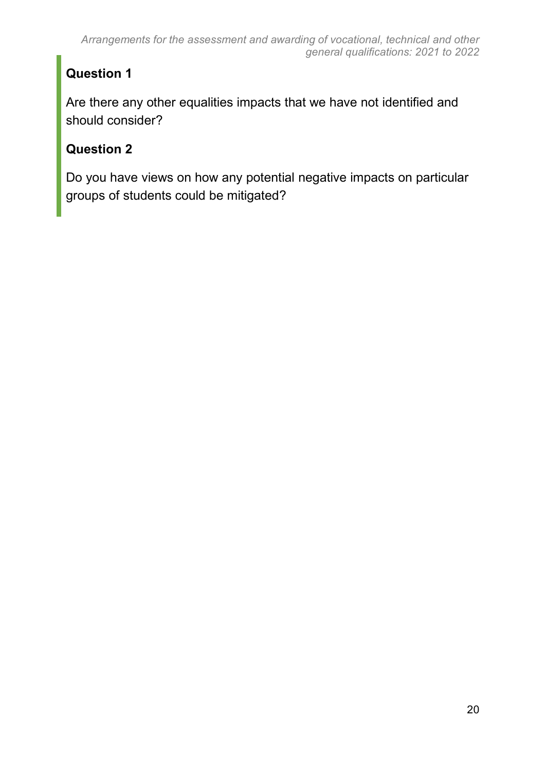**Question 1**

Are there any other equalities impacts that we have not identified and should consider?

**Question 2**

Do you have views on how any potential negative impacts on particular groups of students could be mitigated?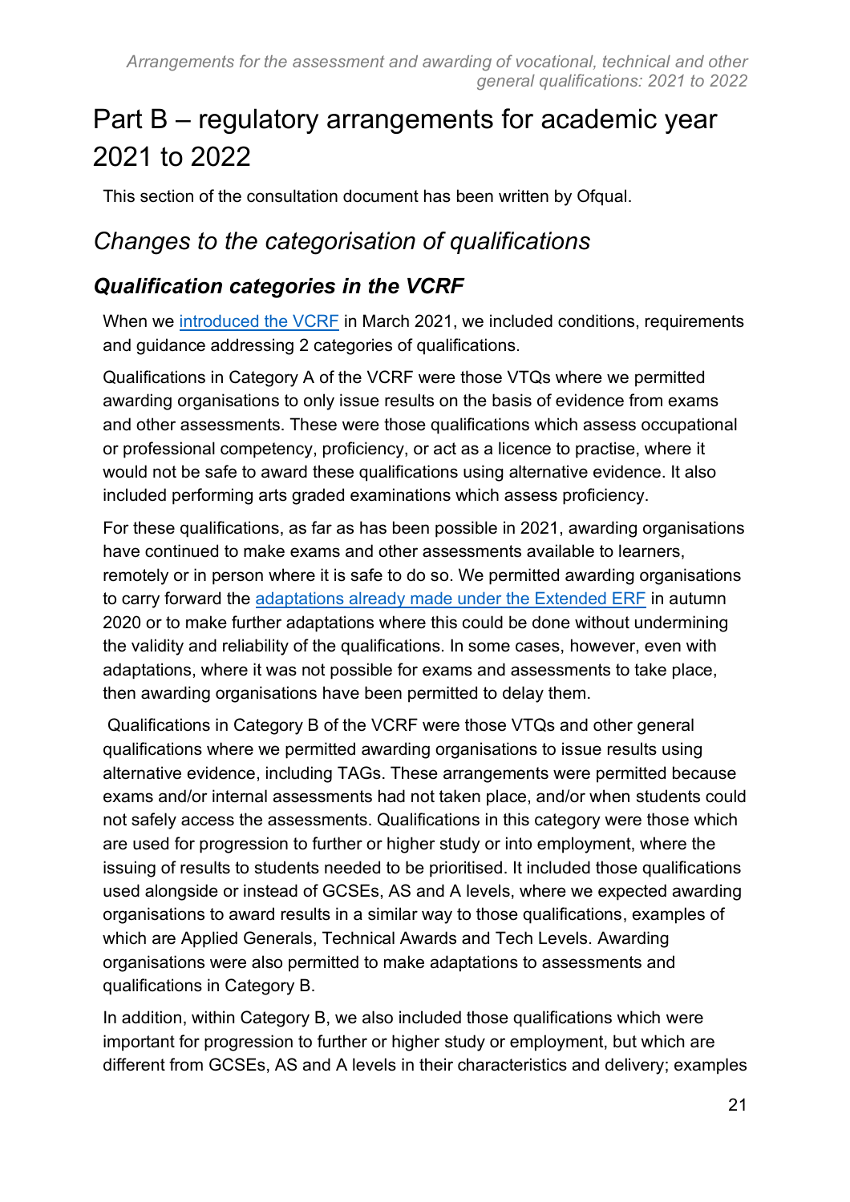# Part B – regulatory arrangements for academic year 2021 to 2022

This section of the consultation document has been written by Ofqual.

## *Changes to the categorisation of qualifications*

### ***Qualification categories in the VCRF***

When we [introduced the VCRF](#) in March 2021, we included conditions, requirements and guidance addressing 2 categories of qualifications.

Qualifications in Category A of the VCRF were those VTQs where we permitted awarding organisations to only issue results on the basis of evidence from exams and other assessments. These were those qualifications which assess occupational or professional competency, proficiency, or act as a licence to practise, where it would not be safe to award these qualifications using alternative evidence. It also included performing arts graded examinations which assess proficiency.

For these qualifications, as far as has been possible in 2021, awarding organisations have continued to make exams and other assessments available to learners, remotely or in person where it is safe to do so. We permitted awarding organisations to carry forward the [adaptations already made under the Extended ERF](#) in autumn 2020 or to make further adaptations where this could be done without undermining the validity and reliability of the qualifications. In some cases, however, even with adaptations, where it was not possible for exams and assessments to take place, then awarding organisations have been permitted to delay them.

Qualifications in Category B of the VCRF were those VTQs and other general qualifications where we permitted awarding organisations to issue results using alternative evidence, including TAGs. These arrangements were permitted because exams and/or internal assessments had not taken place, and/or when students could not safely access the assessments. Qualifications in this category were those which are used for progression to further or higher study or into employment, where the issuing of results to students needed to be prioritised. It included those qualifications used alongside or instead of GCSEs, AS and A levels, where we expected awarding organisations to award results in a similar way to those qualifications, examples of which are Applied Generals, Technical Awards and Tech Levels. Awarding organisations were also permitted to make adaptations to assessments and qualifications in Category B.

In addition, within Category B, we also included those qualifications which were important for progression to further or higher study or employment, but which are different from GCSEs, AS and A levels in their characteristics and delivery; examples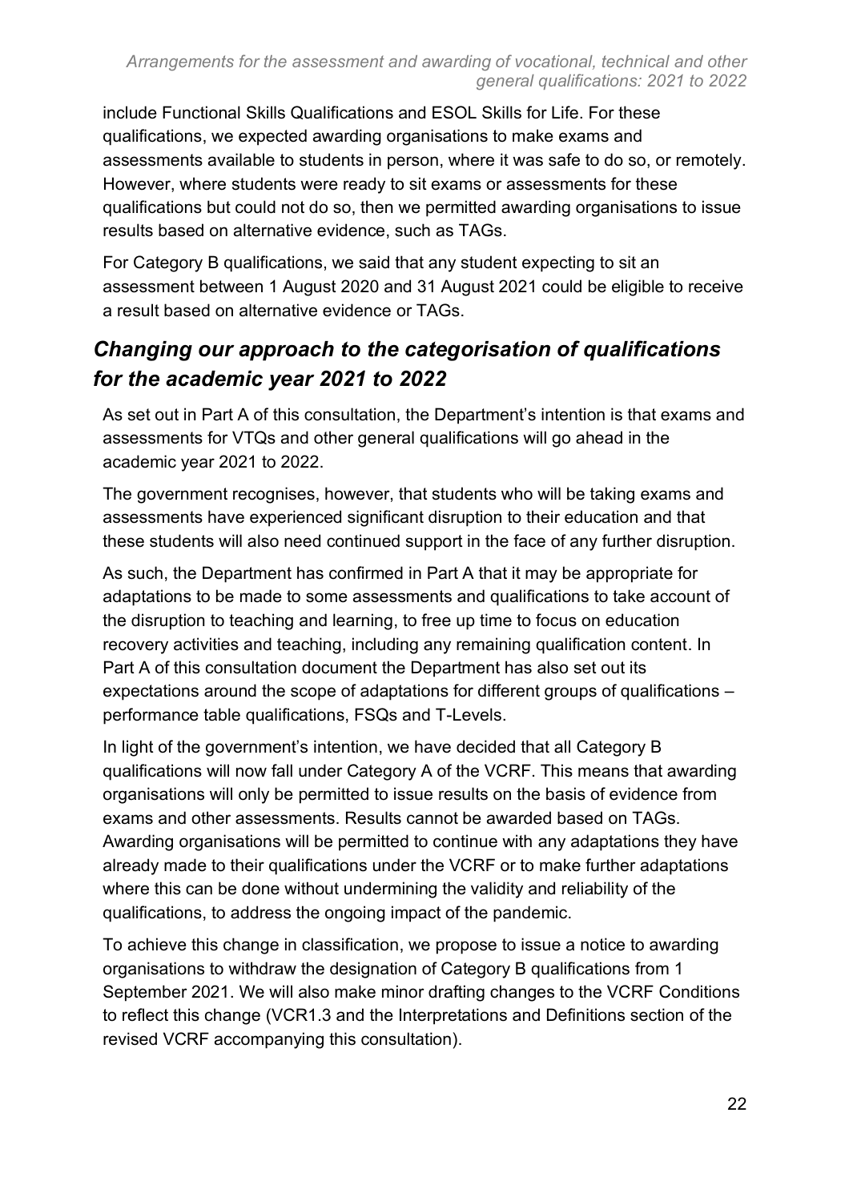include Functional Skills Qualifications and ESOL Skills for Life. For these qualifications, we expected awarding organisations to make exams and assessments available to students in person, where it was safe to do so, or remotely. However, where students were ready to sit exams or assessments for these qualifications but could not do so, then we permitted awarding organisations to issue results based on alternative evidence, such as TAGs.

For Category B qualifications, we said that any student expecting to sit an assessment between 1 August 2020 and 31 August 2021 could be eligible to receive a result based on alternative evidence or TAGs.

## *Changing our approach to the categorisation of qualifications for the academic year 2021 to 2022*

As set out in Part A of this consultation, the Department's intention is that exams and assessments for VTQs and other general qualifications will go ahead in the academic year 2021 to 2022.

The government recognises, however, that students who will be taking exams and assessments have experienced significant disruption to their education and that these students will also need continued support in the face of any further disruption.

As such, the Department has confirmed in Part A that it may be appropriate for adaptations to be made to some assessments and qualifications to take account of the disruption to teaching and learning, to free up time to focus on education recovery activities and teaching, including any remaining qualification content. In Part A of this consultation document the Department has also set out its expectations around the scope of adaptations for different groups of qualifications – performance table qualifications, FSQs and T-Levels.

In light of the government's intention, we have decided that all Category B qualifications will now fall under Category A of the VCRF. This means that awarding organisations will only be permitted to issue results on the basis of evidence from exams and other assessments. Results cannot be awarded based on TAGs. Awarding organisations will be permitted to continue with any adaptations they have already made to their qualifications under the VCRF or to make further adaptations where this can be done without undermining the validity and reliability of the qualifications, to address the ongoing impact of the pandemic.

To achieve this change in classification, we propose to issue a notice to awarding organisations to withdraw the designation of Category B qualifications from 1 September 2021. We will also make minor drafting changes to the VCRF Conditions to reflect this change (VCR1.3 and the Interpretations and Definitions section of the revised VCRF accompanying this consultation).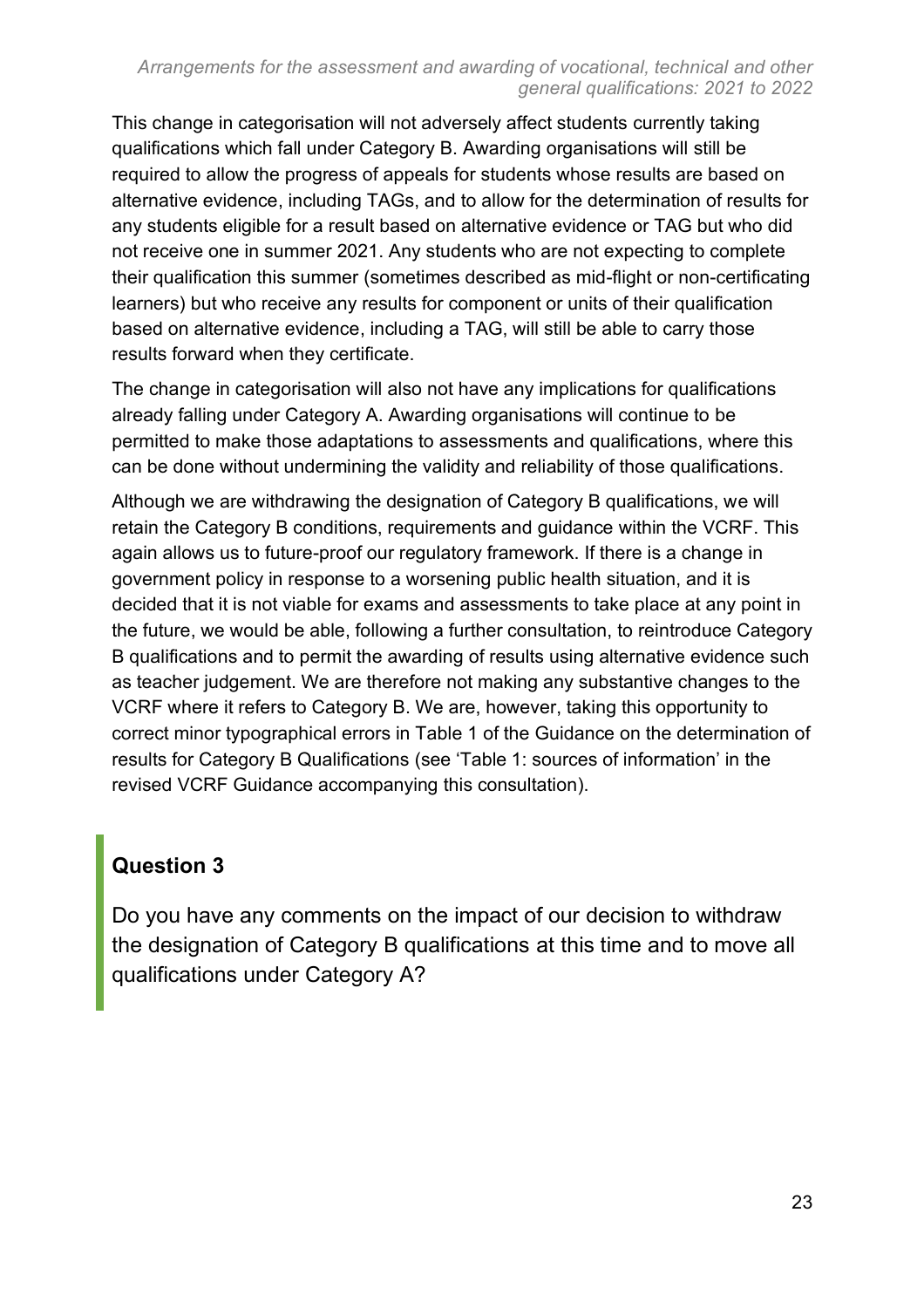This change in categorisation will not adversely affect students currently taking qualifications which fall under Category B. Awarding organisations will still be required to allow the progress of appeals for students whose results are based on alternative evidence, including TAGs, and to allow for the determination of results for any students eligible for a result based on alternative evidence or TAG but who did not receive one in summer 2021. Any students who are not expecting to complete their qualification this summer (sometimes described as mid-flight or non-certificating learners) but who receive any results for component or units of their qualification based on alternative evidence, including a TAG, will still be able to carry those results forward when they certificate.

The change in categorisation will also not have any implications for qualifications already falling under Category A. Awarding organisations will continue to be permitted to make those adaptations to assessments and qualifications, where this can be done without undermining the validity and reliability of those qualifications.

Although we are withdrawing the designation of Category B qualifications, we will retain the Category B conditions, requirements and guidance within the VCRF. This again allows us to future-proof our regulatory framework. If there is a change in government policy in response to a worsening public health situation, and it is decided that it is not viable for exams and assessments to take place at any point in the future, we would be able, following a further consultation, to reintroduce Category B qualifications and to permit the awarding of results using alternative evidence such as teacher judgement. We are therefore not making any substantive changes to the VCRF where it refers to Category B. We are, however, taking this opportunity to correct minor typographical errors in Table 1 of the Guidance on the determination of results for Category B Qualifications (see 'Table 1: sources of information' in the revised VCRF Guidance accompanying this consultation).

## Question 3

Do you have any comments on the impact of our decision to withdraw the designation of Category B qualifications at this time and to move all qualifications under Category A?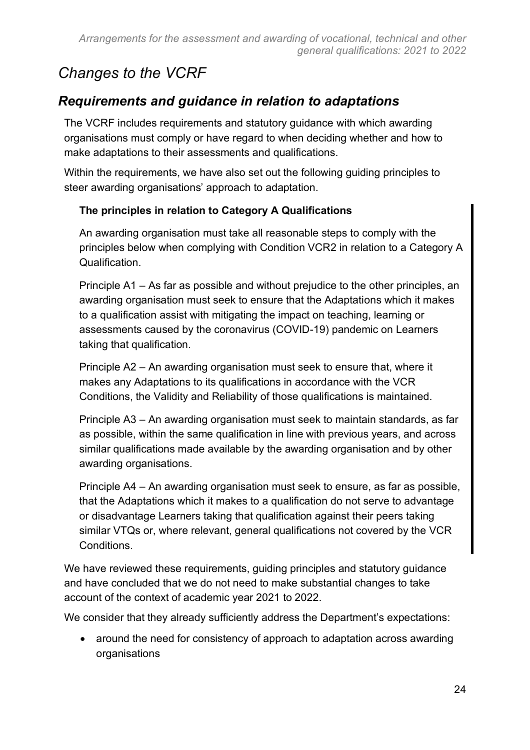## *Changes to the VCRF*

### *Requirements and guidance in relation to adaptations*

The VCRF includes requirements and statutory guidance with which awarding organisations must comply or have regard to when deciding whether and how to make adaptations to their assessments and qualifications.

Within the requirements, we have also set out the following guiding principles to steer awarding organisations' approach to adaptation.

> **The principles in relation to Category A Qualifications**
>
> An awarding organisation must take all reasonable steps to comply with the principles below when complying with Condition VCR2 in relation to a Category A Qualification.
>
> Principle A1 – As far as possible and without prejudice to the other principles, an awarding organisation must seek to ensure that the Adaptations which it makes to a qualification assist with mitigating the impact on teaching, learning or assessments caused by the coronavirus (COVID-19) pandemic on Learners taking that qualification.
>
> Principle A2 – An awarding organisation must seek to ensure that, where it makes any Adaptations to its qualifications in accordance with the VCR Conditions, the Validity and Reliability of those qualifications is maintained.
>
> Principle A3 – An awarding organisation must seek to maintain standards, as far as possible, within the same qualification in line with previous years, and across similar qualifications made available by the awarding organisation and by other awarding organisations.
>
> Principle A4 – An awarding organisation must seek to ensure, as far as possible, that the Adaptations which it makes to a qualification do not serve to advantage or disadvantage Learners taking that qualification against their peers taking similar VTQs or, where relevant, general qualifications not covered by the VCR Conditions.

We have reviewed these requirements, guiding principles and statutory guidance and have concluded that we do not need to make substantial changes to take account of the context of academic year 2021 to 2022.

We consider that they already sufficiently address the Department's expectations:

- around the need for consistency of approach to adaptation across awarding organisations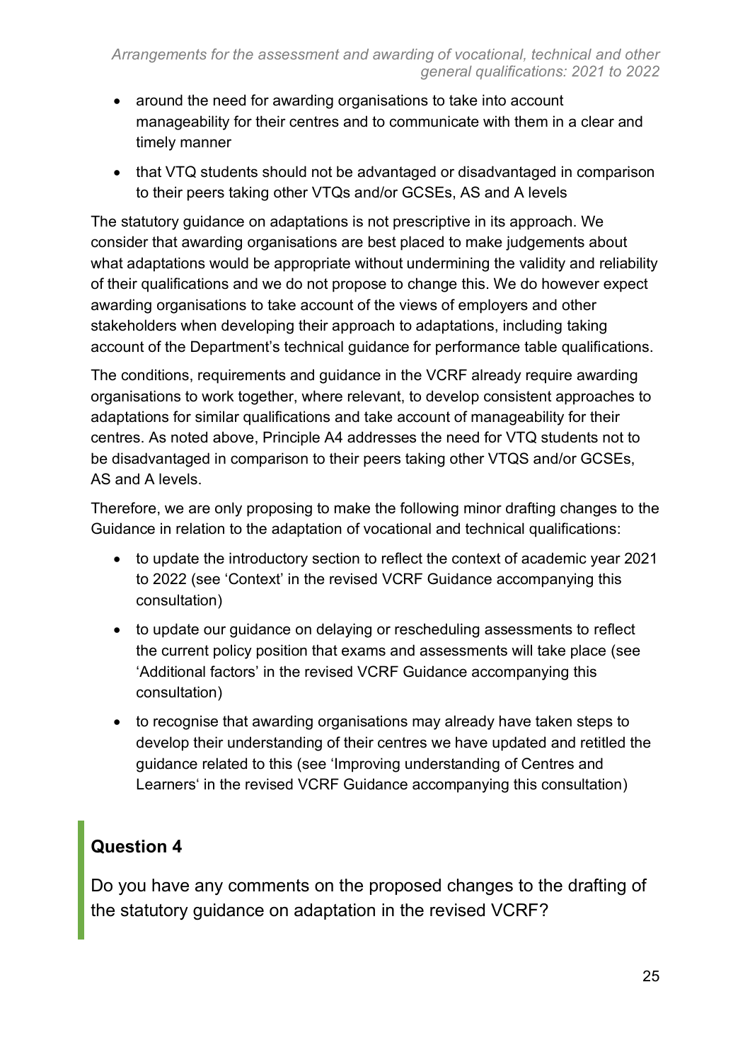- around the need for awarding organisations to take into account manageability for their centres and to communicate with them in a clear and timely manner
- that VTQ students should not be advantaged or disadvantaged in comparison to their peers taking other VTQs and/or GCSEs, AS and A levels

The statutory guidance on adaptations is not prescriptive in its approach. We consider that awarding organisations are best placed to make judgements about what adaptations would be appropriate without undermining the validity and reliability of their qualifications and we do not propose to change this. We do however expect awarding organisations to take account of the views of employers and other stakeholders when developing their approach to adaptations, including taking account of the Department's technical guidance for performance table qualifications.

The conditions, requirements and guidance in the VCRF already require awarding organisations to work together, where relevant, to develop consistent approaches to adaptations for similar qualifications and take account of manageability for their centres. As noted above, Principle A4 addresses the need for VTQ students not to be disadvantaged in comparison to their peers taking other VTQS and/or GCSEs, AS and A levels.

Therefore, we are only proposing to make the following minor drafting changes to the Guidance in relation to the adaptation of vocational and technical qualifications:

- to update the introductory section to reflect the context of academic year 2021 to 2022 (see 'Context' in the revised VCRF Guidance accompanying this consultation)
- to update our guidance on delaying or rescheduling assessments to reflect the current policy position that exams and assessments will take place (see 'Additional factors' in the revised VCRF Guidance accompanying this consultation)
- to recognise that awarding organisations may already have taken steps to develop their understanding of their centres we have updated and retitled the guidance related to this (see 'Improving understanding of Centres and Learners' in the revised VCRF Guidance accompanying this consultation)

## Question 4

Do you have any comments on the proposed changes to the drafting of the statutory guidance on adaptation in the revised VCRF?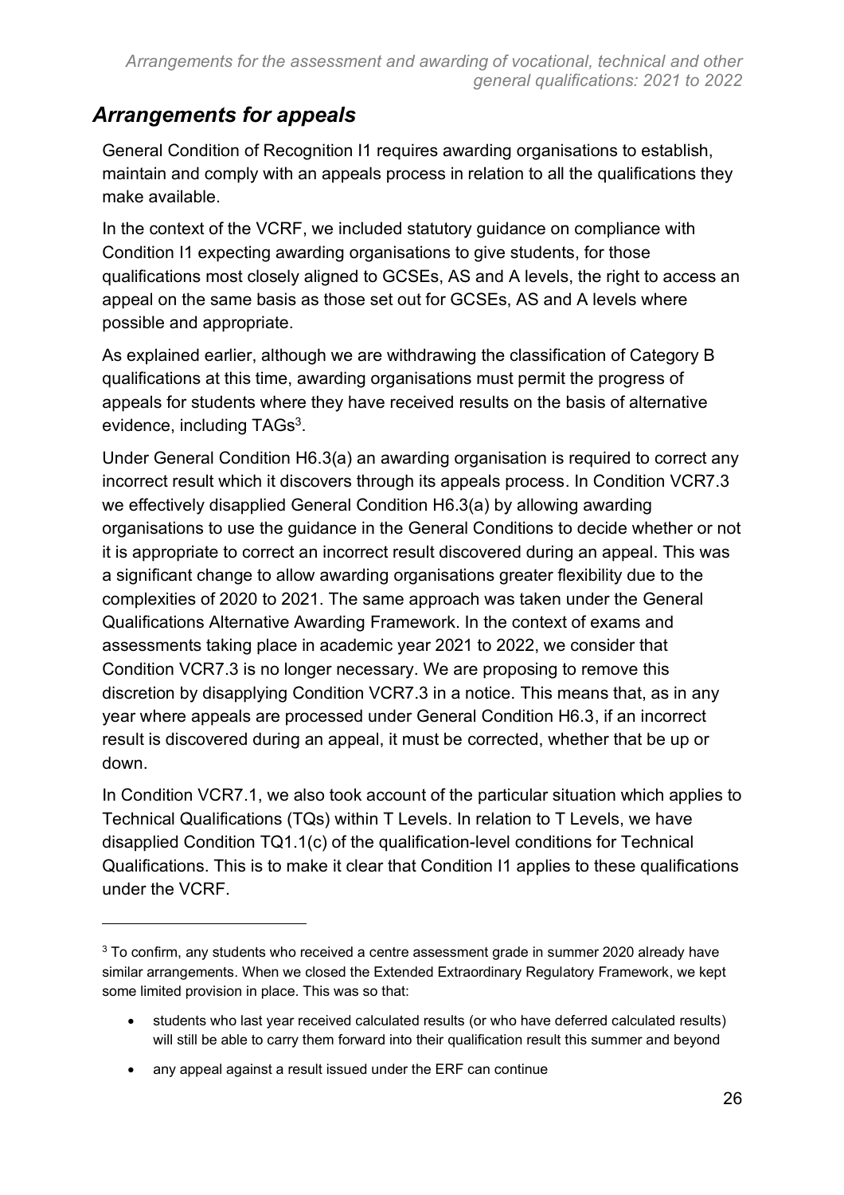## *Arrangements for appeals*

General Condition of Recognition I1 requires awarding organisations to establish, maintain and comply with an appeals process in relation to all the qualifications they make available.

In the context of the VCRF, we included statutory guidance on compliance with Condition I1 expecting awarding organisations to give students, for those qualifications most closely aligned to GCSEs, AS and A levels, the right to access an appeal on the same basis as those set out for GCSEs, AS and A levels where possible and appropriate.

As explained earlier, although we are withdrawing the classification of Category B qualifications at this time, awarding organisations must permit the progress of appeals for students where they have received results on the basis of alternative evidence, including TAGs[3].

Under General Condition H6.3(a) an awarding organisation is required to correct any incorrect result which it discovers through its appeals process. In Condition VCR7.3 we effectively disapplied General Condition H6.3(a) by allowing awarding organisations to use the guidance in the General Conditions to decide whether or not it is appropriate to correct an incorrect result discovered during an appeal. This was a significant change to allow awarding organisations greater flexibility due to the complexities of 2020 to 2021. The same approach was taken under the General Qualifications Alternative Awarding Framework. In the context of exams and assessments taking place in academic year 2021 to 2022, we consider that Condition VCR7.3 is no longer necessary. We are proposing to remove this discretion by disapplying Condition VCR7.3 in a notice. This means that, as in any year where appeals are processed under General Condition H6.3, if an incorrect result is discovered during an appeal, it must be corrected, whether that be up or down.

In Condition VCR7.1, we also took account of the particular situation which applies to Technical Qualifications (TQs) within T Levels. In relation to T Levels, we have disapplied Condition TQ1.1(c) of the qualification-level conditions for Technical Qualifications. This is to make it clear that Condition I1 applies to these qualifications under the VCRF.

---

[3] To confirm, any students who received a centre assessment grade in summer 2020 already have similar arrangements. When we closed the Extended Extraordinary Regulatory Framework, we kept some limited provision in place. This was so that:

- students who last year received calculated results (or who have deferred calculated results) will still be able to carry them forward into their qualification result this summer and beyond
- any appeal against a result issued under the ERF can continue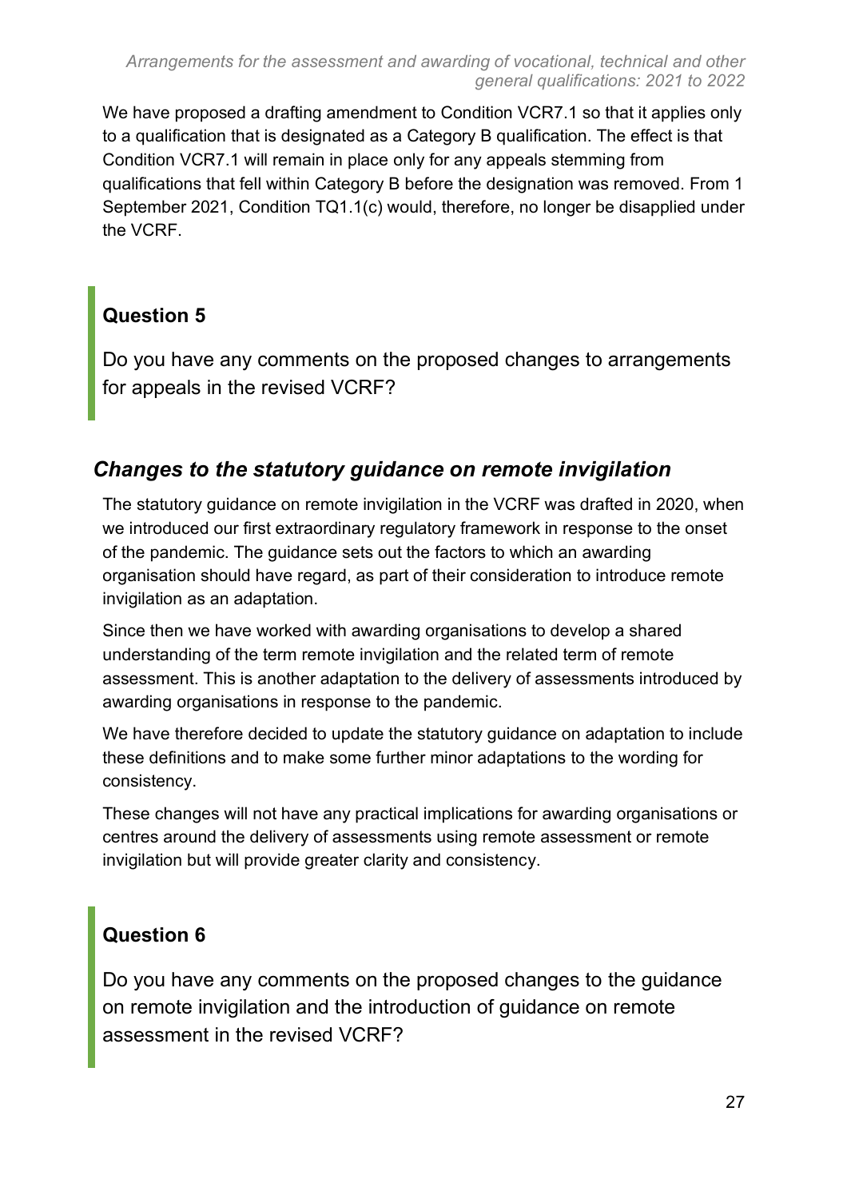We have proposed a drafting amendment to Condition VCR7.1 so that it applies only to a qualification that is designated as a Category B qualification. The effect is that Condition VCR7.1 will remain in place only for any appeals stemming from qualifications that fell within Category B before the designation was removed. From 1 September 2021, Condition TQ1.1(c) would, therefore, no longer be disapplied under the VCRF.

### Question 5

Do you have any comments on the proposed changes to arrangements for appeals in the revised VCRF?

## *Changes to the statutory guidance on remote invigilation*

The statutory guidance on remote invigilation in the VCRF was drafted in 2020, when we introduced our first extraordinary regulatory framework in response to the onset of the pandemic. The guidance sets out the factors to which an awarding organisation should have regard, as part of their consideration to introduce remote invigilation as an adaptation.

Since then we have worked with awarding organisations to develop a shared understanding of the term remote invigilation and the related term of remote assessment. This is another adaptation to the delivery of assessments introduced by awarding organisations in response to the pandemic.

We have therefore decided to update the statutory guidance on adaptation to include these definitions and to make some further minor adaptations to the wording for consistency.

These changes will not have any practical implications for awarding organisations or centres around the delivery of assessments using remote assessment or remote invigilation but will provide greater clarity and consistency.

### Question 6

Do you have any comments on the proposed changes to the guidance on remote invigilation and the introduction of guidance on remote assessment in the revised VCRF?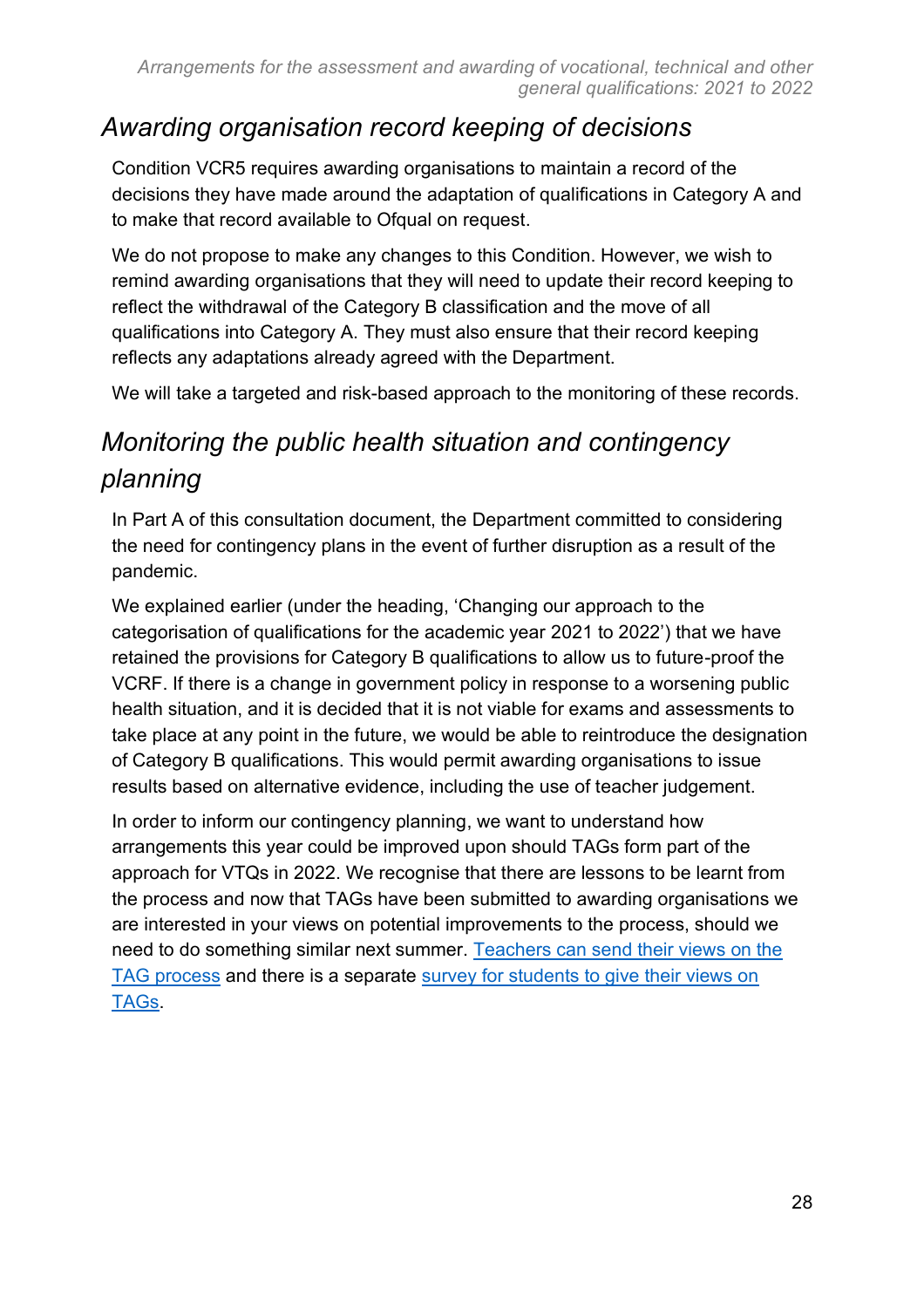## *Awarding organisation record keeping of decisions*

Condition VCR5 requires awarding organisations to maintain a record of the decisions they have made around the adaptation of qualifications in Category A and to make that record available to Ofqual on request.

We do not propose to make any changes to this Condition. However, we wish to remind awarding organisations that they will need to update their record keeping to reflect the withdrawal of the Category B classification and the move of all qualifications into Category A. They must also ensure that their record keeping reflects any adaptations already agreed with the Department.

We will take a targeted and risk-based approach to the monitoring of these records.

## *Monitoring the public health situation and contingency planning*

In Part A of this consultation document, the Department committed to considering the need for contingency plans in the event of further disruption as a result of the pandemic.

We explained earlier (under the heading, 'Changing our approach to the categorisation of qualifications for the academic year 2021 to 2022') that we have retained the provisions for Category B qualifications to allow us to future-proof the VCRF. If there is a change in government policy in response to a worsening public health situation, and it is decided that it is not viable for exams and assessments to take place at any point in the future, we would be able to reintroduce the designation of Category B qualifications. This would permit awarding organisations to issue results based on alternative evidence, including the use of teacher judgement.

In order to inform our contingency planning, we want to understand how arrangements this year could be improved upon should TAGs form part of the approach for VTQs in 2022. We recognise that there are lessons to be learnt from the process and now that TAGs have been submitted to awarding organisations we are interested in your views on potential improvements to the process, should we need to do something similar next summer. Teachers can send their views on the TAG process and there is a separate survey for students to give their views on TAGs.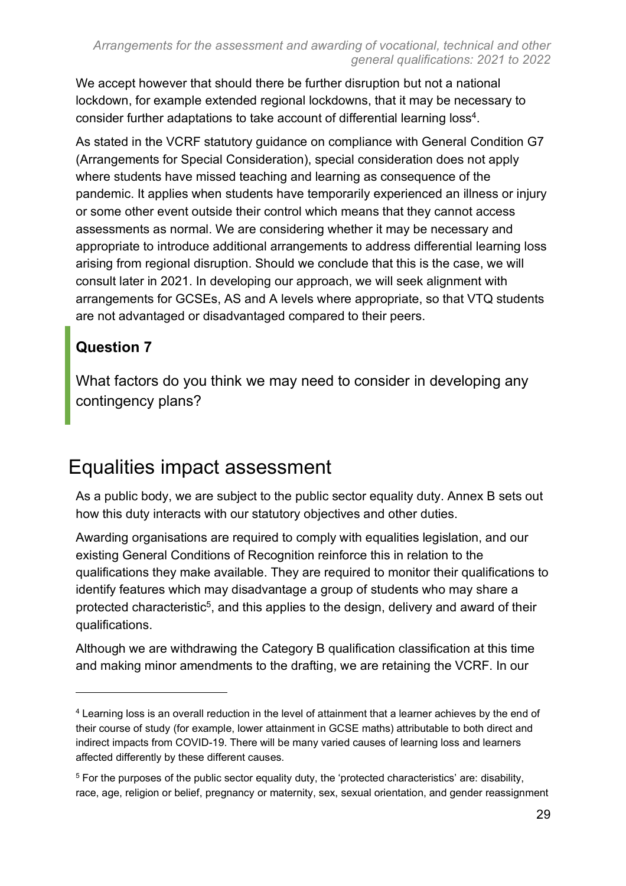We accept however that should there be further disruption but not a national lockdown, for example extended regional lockdowns, that it may be necessary to consider further adaptations to take account of differential learning loss[4].

As stated in the VCRF statutory guidance on compliance with General Condition G7 (Arrangements for Special Consideration), special consideration does not apply where students have missed teaching and learning as consequence of the pandemic. It applies when students have temporarily experienced an illness or injury or some other event outside their control which means that they cannot access assessments as normal. We are considering whether it may be necessary and appropriate to introduce additional arrangements to address differential learning loss arising from regional disruption. Should we conclude that this is the case, we will consult later in 2021. In developing our approach, we will seek alignment with arrangements for GCSEs, AS and A levels where appropriate, so that VTQ students are not advantaged or disadvantaged compared to their peers.

> **Question 7**
>
> What factors do you think we may need to consider in developing any contingency plans?

## Equalities impact assessment

As a public body, we are subject to the public sector equality duty. Annex B sets out how this duty interacts with our statutory objectives and other duties.

Awarding organisations are required to comply with equalities legislation, and our existing General Conditions of Recognition reinforce this in relation to the qualifications they make available. They are required to monitor their qualifications to identify features which may disadvantage a group of students who may share a protected characteristic[5], and this applies to the design, delivery and award of their qualifications.

Although we are withdrawing the Category B qualification classification at this time and making minor amendments to the drafting, we are retaining the VCRF. In our

---

[4] Learning loss is an overall reduction in the level of attainment that a learner achieves by the end of their course of study (for example, lower attainment in GCSE maths) attributable to both direct and indirect impacts from COVID-19. There will be many varied causes of learning loss and learners affected differently by these different causes.

[5] For the purposes of the public sector equality duty, the 'protected characteristics' are: disability, race, age, religion or belief, pregnancy or maternity, sex, sexual orientation, and gender reassignment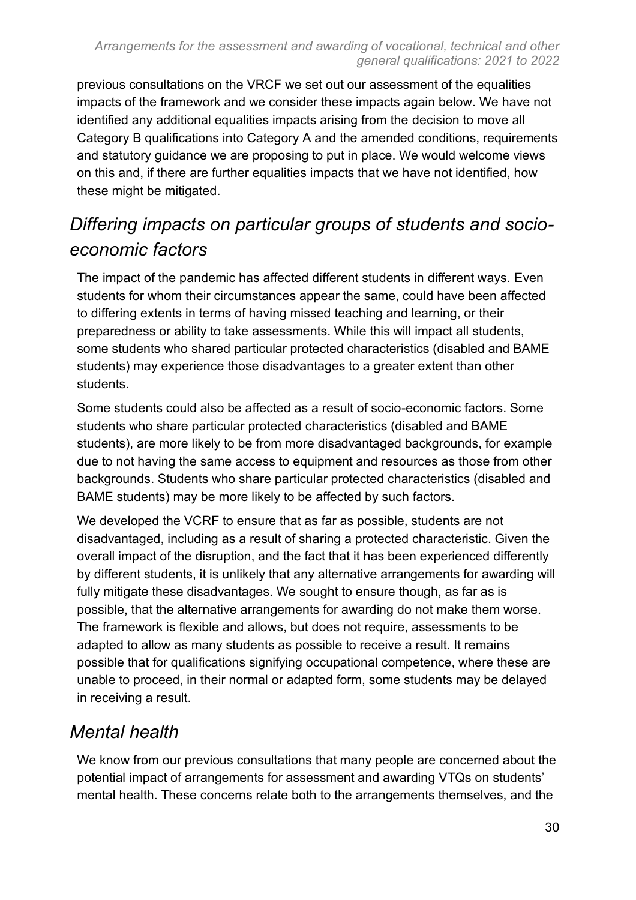previous consultations on the VRCF we set out our assessment of the equalities impacts of the framework and we consider these impacts again below. We have not identified any additional equalities impacts arising from the decision to move all Category B qualifications into Category A and the amended conditions, requirements and statutory guidance we are proposing to put in place. We would welcome views on this and, if there are further equalities impacts that we have not identified, how these might be mitigated.

## *Differing impacts on particular groups of students and socio-economic factors*

The impact of the pandemic has affected different students in different ways. Even students for whom their circumstances appear the same, could have been affected to differing extents in terms of having missed teaching and learning, or their preparedness or ability to take assessments. While this will impact all students, some students who shared particular protected characteristics (disabled and BAME students) may experience those disadvantages to a greater extent than other students.

Some students could also be affected as a result of socio-economic factors. Some students who share particular protected characteristics (disabled and BAME students), are more likely to be from more disadvantaged backgrounds, for example due to not having the same access to equipment and resources as those from other backgrounds. Students who share particular protected characteristics (disabled and BAME students) may be more likely to be affected by such factors.

We developed the VCRF to ensure that as far as possible, students are not disadvantaged, including as a result of sharing a protected characteristic. Given the overall impact of the disruption, and the fact that it has been experienced differently by different students, it is unlikely that any alternative arrangements for awarding will fully mitigate these disadvantages. We sought to ensure though, as far as is possible, that the alternative arrangements for awarding do not make them worse. The framework is flexible and allows, but does not require, assessments to be adapted to allow as many students as possible to receive a result. It remains possible that for qualifications signifying occupational competence, where these are unable to proceed, in their normal or adapted form, some students may be delayed in receiving a result.

## *Mental health*

We know from our previous consultations that many people are concerned about the potential impact of arrangements for assessment and awarding VTQs on students' mental health. These concerns relate both to the arrangements themselves, and the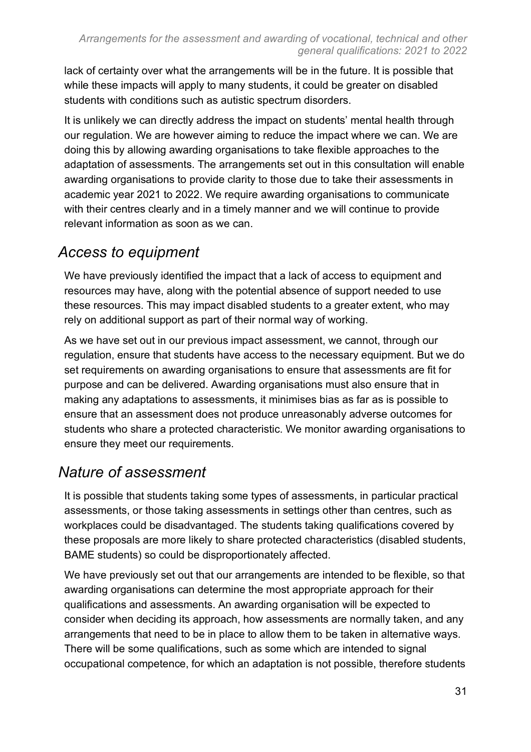lack of certainty over what the arrangements will be in the future. It is possible that while these impacts will apply to many students, it could be greater on disabled students with conditions such as autistic spectrum disorders.

It is unlikely we can directly address the impact on students' mental health through our regulation. We are however aiming to reduce the impact where we can. We are doing this by allowing awarding organisations to take flexible approaches to the adaptation of assessments. The arrangements set out in this consultation will enable awarding organisations to provide clarity to those due to take their assessments in academic year 2021 to 2022. We require awarding organisations to communicate with their centres clearly and in a timely manner and we will continue to provide relevant information as soon as we can.

## *Access to equipment*

We have previously identified the impact that a lack of access to equipment and resources may have, along with the potential absence of support needed to use these resources. This may impact disabled students to a greater extent, who may rely on additional support as part of their normal way of working.

As we have set out in our previous impact assessment, we cannot, through our regulation, ensure that students have access to the necessary equipment. But we do set requirements on awarding organisations to ensure that assessments are fit for purpose and can be delivered. Awarding organisations must also ensure that in making any adaptations to assessments, it minimises bias as far as is possible to ensure that an assessment does not produce unreasonably adverse outcomes for students who share a protected characteristic. We monitor awarding organisations to ensure they meet our requirements.

## *Nature of assessment*

It is possible that students taking some types of assessments, in particular practical assessments, or those taking assessments in settings other than centres, such as workplaces could be disadvantaged. The students taking qualifications covered by these proposals are more likely to share protected characteristics (disabled students, BAME students) so could be disproportionately affected.

We have previously set out that our arrangements are intended to be flexible, so that awarding organisations can determine the most appropriate approach for their qualifications and assessments. An awarding organisation will be expected to consider when deciding its approach, how assessments are normally taken, and any arrangements that need to be in place to allow them to be taken in alternative ways. There will be some qualifications, such as some which are intended to signal occupational competence, for which an adaptation is not possible, therefore students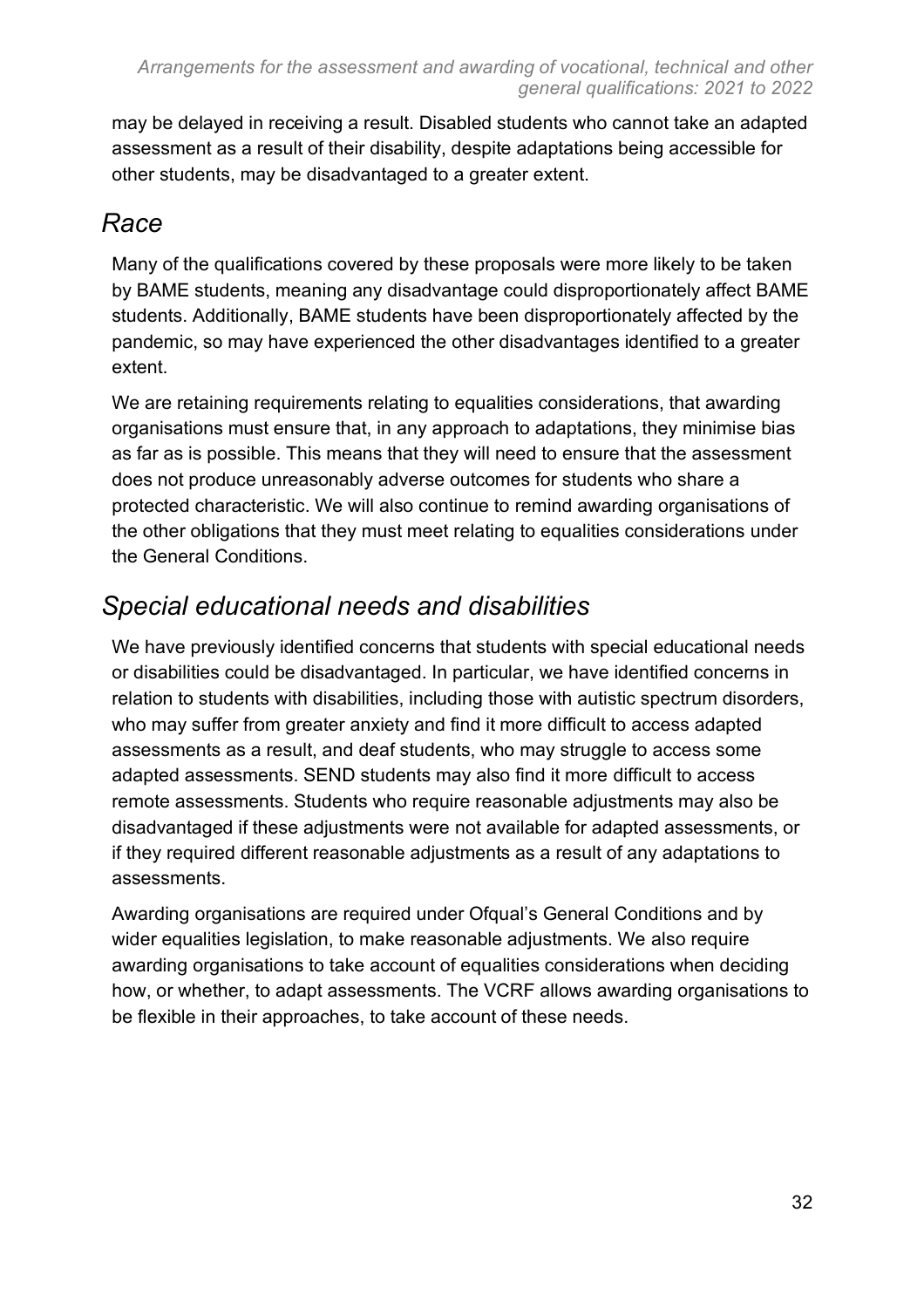may be delayed in receiving a result. Disabled students who cannot take an adapted assessment as a result of their disability, despite adaptations being accessible for other students, may be disadvantaged to a greater extent.

## *Race*

Many of the qualifications covered by these proposals were more likely to be taken by BAME students, meaning any disadvantage could disproportionately affect BAME students. Additionally, BAME students have been disproportionately affected by the pandemic, so may have experienced the other disadvantages identified to a greater extent.

We are retaining requirements relating to equalities considerations, that awarding organisations must ensure that, in any approach to adaptations, they minimise bias as far as is possible. This means that they will need to ensure that the assessment does not produce unreasonably adverse outcomes for students who share a protected characteristic. We will also continue to remind awarding organisations of the other obligations that they must meet relating to equalities considerations under the General Conditions.

## *Special educational needs and disabilities*

We have previously identified concerns that students with special educational needs or disabilities could be disadvantaged. In particular, we have identified concerns in relation to students with disabilities, including those with autistic spectrum disorders, who may suffer from greater anxiety and find it more difficult to access adapted assessments as a result, and deaf students, who may struggle to access some adapted assessments. SEND students may also find it more difficult to access remote assessments. Students who require reasonable adjustments may also be disadvantaged if these adjustments were not available for adapted assessments, or if they required different reasonable adjustments as a result of any adaptations to assessments.

Awarding organisations are required under Ofqual's General Conditions and by wider equalities legislation, to make reasonable adjustments. We also require awarding organisations to take account of equalities considerations when deciding how, or whether, to adapt assessments. The VCRF allows awarding organisations to be flexible in their approaches, to take account of these needs.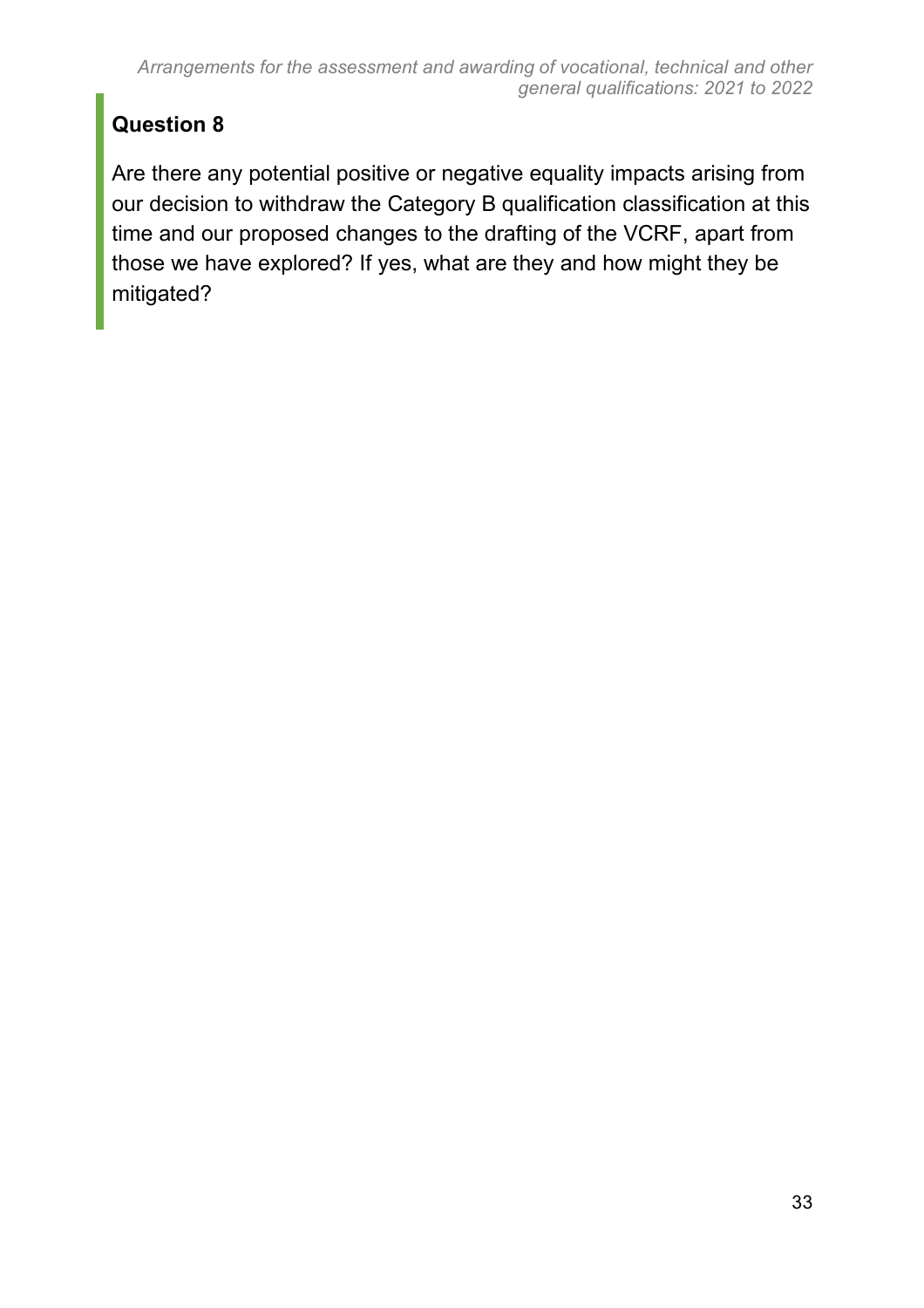### Question 8

Are there any potential positive or negative equality impacts arising from our decision to withdraw the Category B qualification classification at this time and our proposed changes to the drafting of the VCRF, apart from those we have explored? If yes, what are they and how might they be mitigated?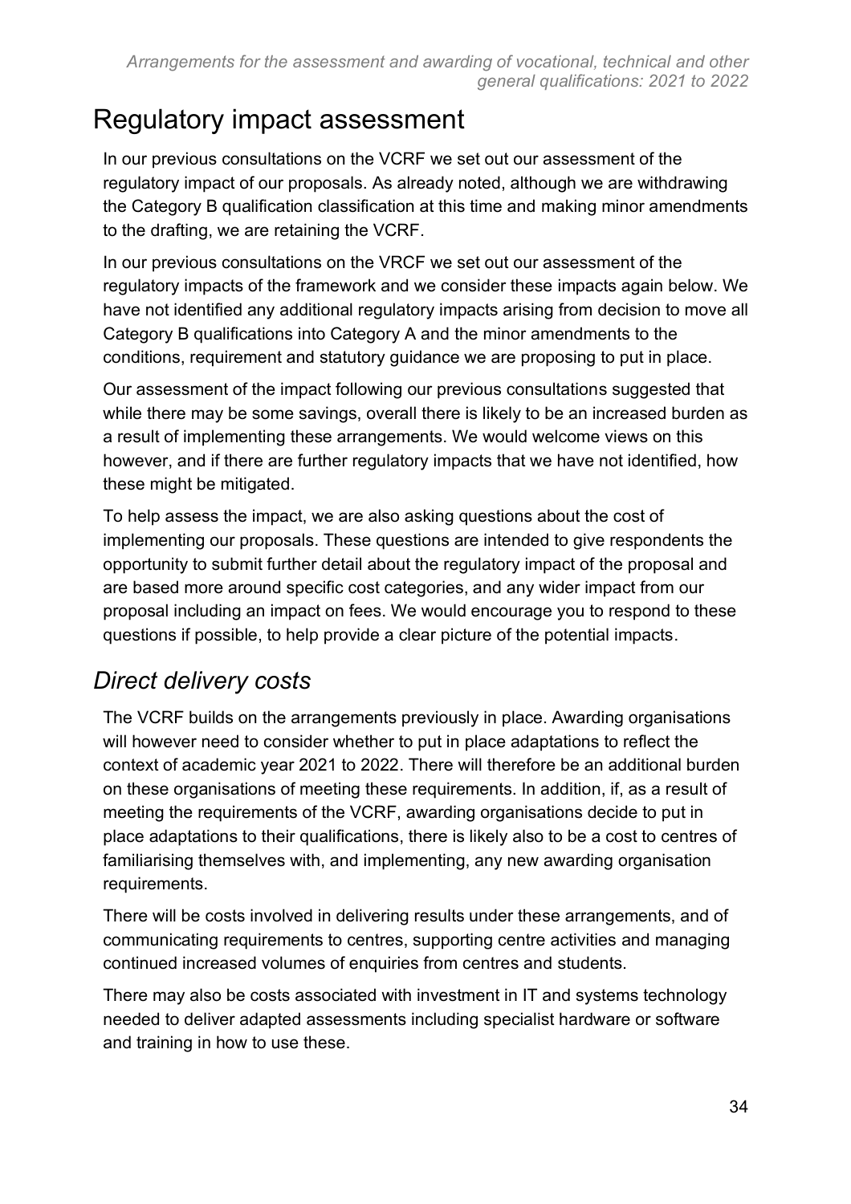# Regulatory impact assessment

In our previous consultations on the VCRF we set out our assessment of the regulatory impact of our proposals. As already noted, although we are withdrawing the Category B qualification classification at this time and making minor amendments to the drafting, we are retaining the VCRF.

In our previous consultations on the VRCF we set out our assessment of the regulatory impacts of the framework and we consider these impacts again below. We have not identified any additional regulatory impacts arising from decision to move all Category B qualifications into Category A and the minor amendments to the conditions, requirement and statutory guidance we are proposing to put in place.

Our assessment of the impact following our previous consultations suggested that while there may be some savings, overall there is likely to be an increased burden as a result of implementing these arrangements. We would welcome views on this however, and if there are further regulatory impacts that we have not identified, how these might be mitigated.

To help assess the impact, we are also asking questions about the cost of implementing our proposals. These questions are intended to give respondents the opportunity to submit further detail about the regulatory impact of the proposal and are based more around specific cost categories, and any wider impact from our proposal including an impact on fees. We would encourage you to respond to these questions if possible, to help provide a clear picture of the potential impacts.

## *Direct delivery costs*

The VCRF builds on the arrangements previously in place. Awarding organisations will however need to consider whether to put in place adaptations to reflect the context of academic year 2021 to 2022. There will therefore be an additional burden on these organisations of meeting these requirements. In addition, if, as a result of meeting the requirements of the VCRF, awarding organisations decide to put in place adaptations to their qualifications, there is likely also to be a cost to centres of familiarising themselves with, and implementing, any new awarding organisation requirements.

There will be costs involved in delivering results under these arrangements, and of communicating requirements to centres, supporting centre activities and managing continued increased volumes of enquiries from centres and students.

There may also be costs associated with investment in IT and systems technology needed to deliver adapted assessments including specialist hardware or software and training in how to use these.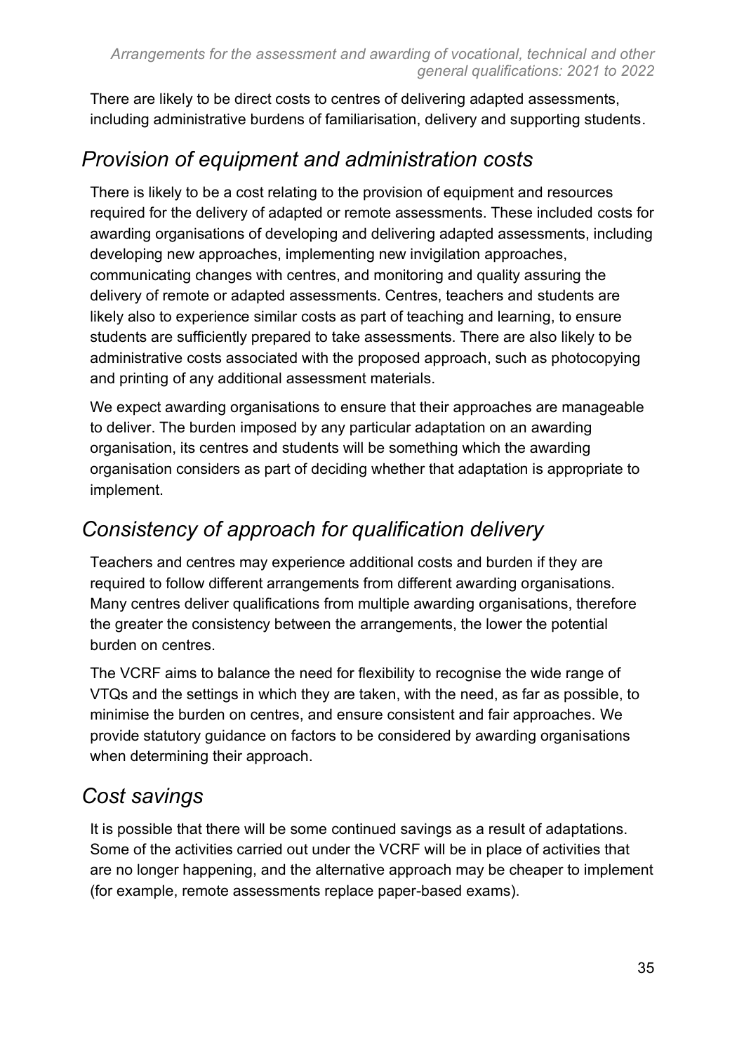There are likely to be direct costs to centres of delivering adapted assessments, including administrative burdens of familiarisation, delivery and supporting students.

## *Provision of equipment and administration costs*

There is likely to be a cost relating to the provision of equipment and resources required for the delivery of adapted or remote assessments. These included costs for awarding organisations of developing and delivering adapted assessments, including developing new approaches, implementing new invigilation approaches, communicating changes with centres, and monitoring and quality assuring the delivery of remote or adapted assessments. Centres, teachers and students are likely also to experience similar costs as part of teaching and learning, to ensure students are sufficiently prepared to take assessments. There are also likely to be administrative costs associated with the proposed approach, such as photocopying and printing of any additional assessment materials.

We expect awarding organisations to ensure that their approaches are manageable to deliver. The burden imposed by any particular adaptation on an awarding organisation, its centres and students will be something which the awarding organisation considers as part of deciding whether that adaptation is appropriate to implement.

## *Consistency of approach for qualification delivery*

Teachers and centres may experience additional costs and burden if they are required to follow different arrangements from different awarding organisations. Many centres deliver qualifications from multiple awarding organisations, therefore the greater the consistency between the arrangements, the lower the potential burden on centres.

The VCRF aims to balance the need for flexibility to recognise the wide range of VTQs and the settings in which they are taken, with the need, as far as possible, to minimise the burden on centres, and ensure consistent and fair approaches. We provide statutory guidance on factors to be considered by awarding organisations when determining their approach.

## *Cost savings*

It is possible that there will be some continued savings as a result of adaptations. Some of the activities carried out under the VCRF will be in place of activities that are no longer happening, and the alternative approach may be cheaper to implement (for example, remote assessments replace paper-based exams).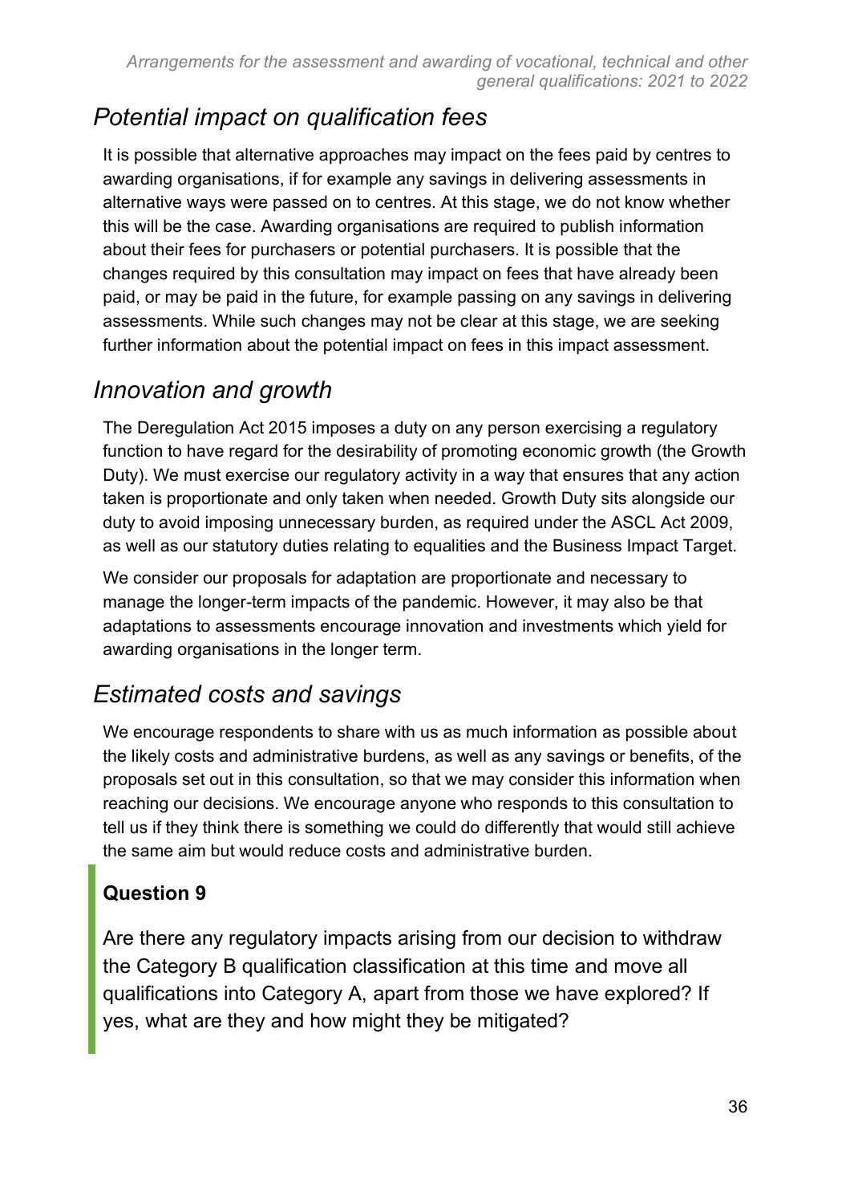## *Potential impact on qualification fees*

It is possible that alternative approaches may impact on the fees paid by centres to awarding organisations, if for example any savings in delivering assessments in alternative ways were passed on to centres. At this stage, we do not know whether this will be the case. Awarding organisations are required to publish information about their fees for purchasers or potential purchasers. It is possible that the changes required by this consultation may impact on fees that have already been paid, or may be paid in the future, for example passing on any savings in delivering assessments. While such changes may not be clear at this stage, we are seeking further information about the potential impact on fees in this impact assessment.

## *Innovation and growth*

The Deregulation Act 2015 imposes a duty on any person exercising a regulatory function to have regard for the desirability of promoting economic growth (the Growth Duty). We must exercise our regulatory activity in a way that ensures that any action taken is proportionate and only taken when needed. Growth Duty sits alongside our duty to avoid imposing unnecessary burden, as required under the ASCL Act 2009, as well as our statutory duties relating to equalities and the Business Impact Target.

We consider our proposals for adaptation are proportionate and necessary to manage the longer-term impacts of the pandemic. However, it may also be that adaptations to assessments encourage innovation and investments which yield for awarding organisations in the longer term.

## *Estimated costs and savings*

We encourage respondents to share with us as much information as possible about the likely costs and administrative burdens, as well as any savings or benefits, of the proposals set out in this consultation, so that we may consider this information when reaching our decisions. We encourage anyone who responds to this consultation to tell us if they think there is something we could do differently that would still achieve the same aim but would reduce costs and administrative burden.

**Question 9**

Are there any regulatory impacts arising from our decision to withdraw the Category B qualification classification at this time and move all qualifications into Category A, apart from those we have explored? If yes, what are they and how might they be mitigated?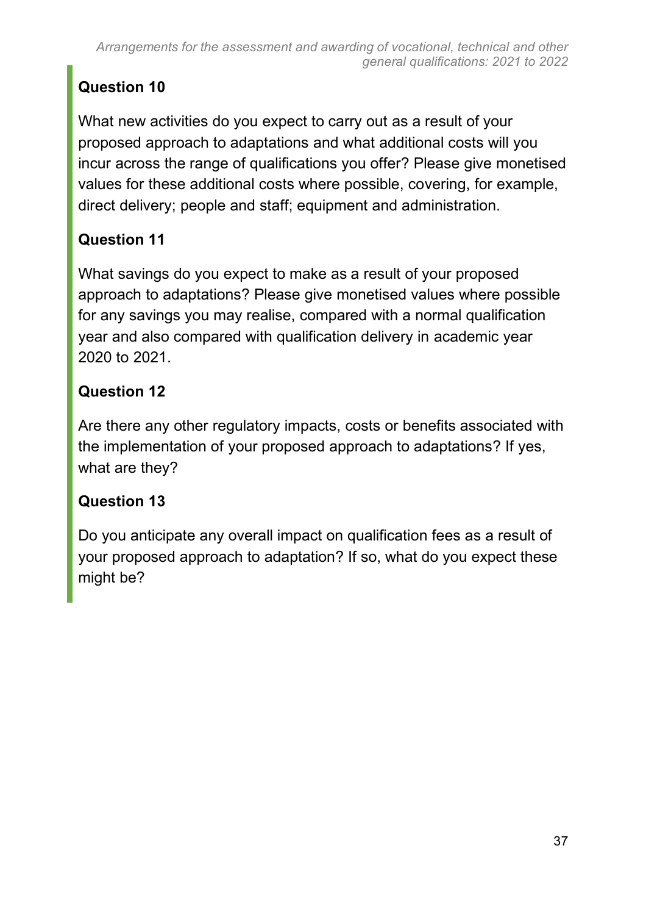**Question 10**

What new activities do you expect to carry out as a result of your proposed approach to adaptations and what additional costs will you incur across the range of qualifications you offer? Please give monetised values for these additional costs where possible, covering, for example, direct delivery; people and staff; equipment and administration.

**Question 11**

What savings do you expect to make as a result of your proposed approach to adaptations? Please give monetised values where possible for any savings you may realise, compared with a normal qualification year and also compared with qualification delivery in academic year 2020 to 2021.

**Question 12**

Are there any other regulatory impacts, costs or benefits associated with the implementation of your proposed approach to adaptations? If yes, what are they?

**Question 13**

Do you anticipate any overall impact on qualification fees as a result of your proposed approach to adaptation? If so, what do you expect these might be?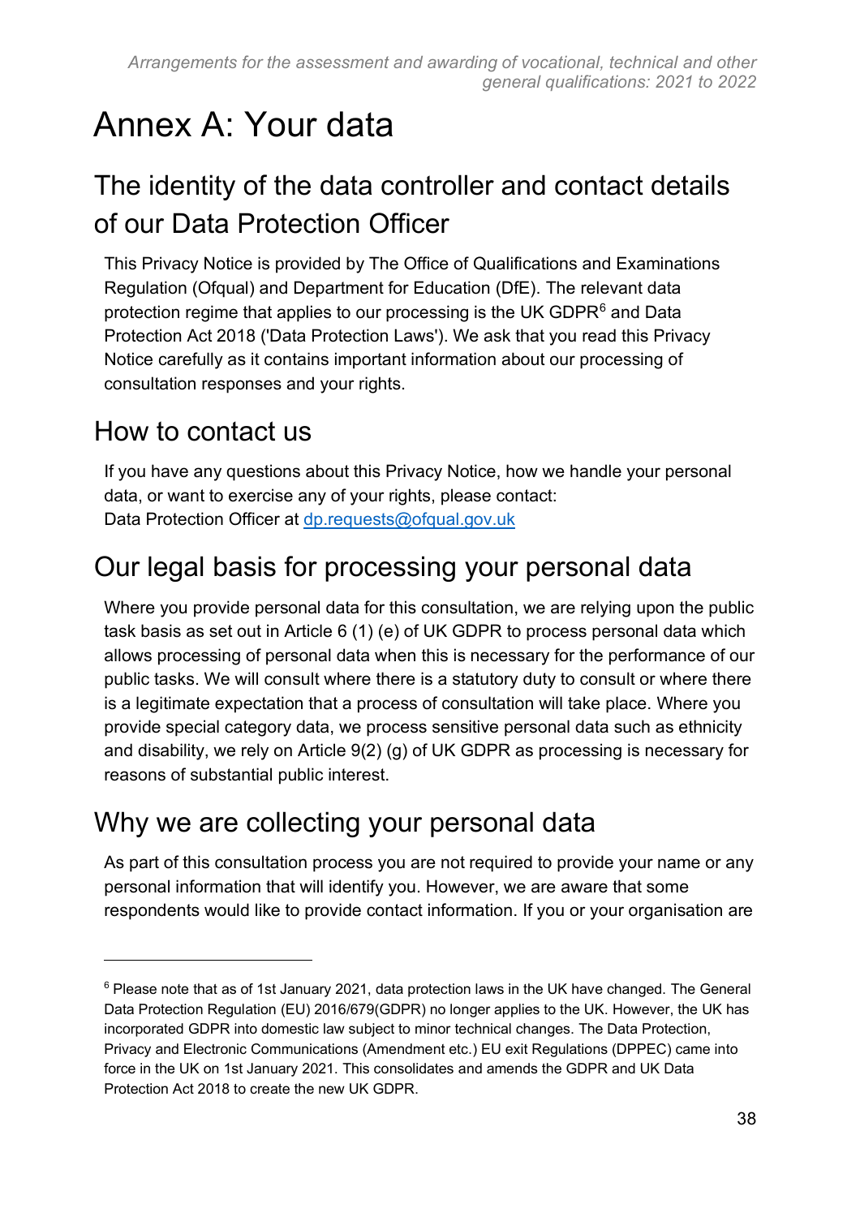# Annex A: Your data

## The identity of the data controller and contact details of our Data Protection Officer

This Privacy Notice is provided by The Office of Qualifications and Examinations Regulation (Ofqual) and Department for Education (DfE). The relevant data protection regime that applies to our processing is the UK GDPR[6] and Data Protection Act 2018 ('Data Protection Laws'). We ask that you read this Privacy Notice carefully as it contains important information about our processing of consultation responses and your rights.

## How to contact us

If you have any questions about this Privacy Notice, how we handle your personal data, or want to exercise any of your rights, please contact:
Data Protection Officer at dp.requests@ofqual.gov.uk

## Our legal basis for processing your personal data

Where you provide personal data for this consultation, we are relying upon the public task basis as set out in Article 6 (1) (e) of UK GDPR to process personal data which allows processing of personal data when this is necessary for the performance of our public tasks. We will consult where there is a statutory duty to consult or where there is a legitimate expectation that a process of consultation will take place. Where you provide special category data, we process sensitive personal data such as ethnicity and disability, we rely on Article 9(2) (g) of UK GDPR as processing is necessary for reasons of substantial public interest.

## Why we are collecting your personal data

As part of this consultation process you are not required to provide your name or any personal information that will identify you. However, we are aware that some respondents would like to provide contact information. If you or your organisation are

[6] Please note that as of 1st January 2021, data protection laws in the UK have changed. The General Data Protection Regulation (EU) 2016/679(GDPR) no longer applies to the UK. However, the UK has incorporated GDPR into domestic law subject to minor technical changes. The Data Protection, Privacy and Electronic Communications (Amendment etc.) EU exit Regulations (DPPEC) came into force in the UK on 1st January 2021. This consolidates and amends the GDPR and UK Data Protection Act 2018 to create the new UK GDPR.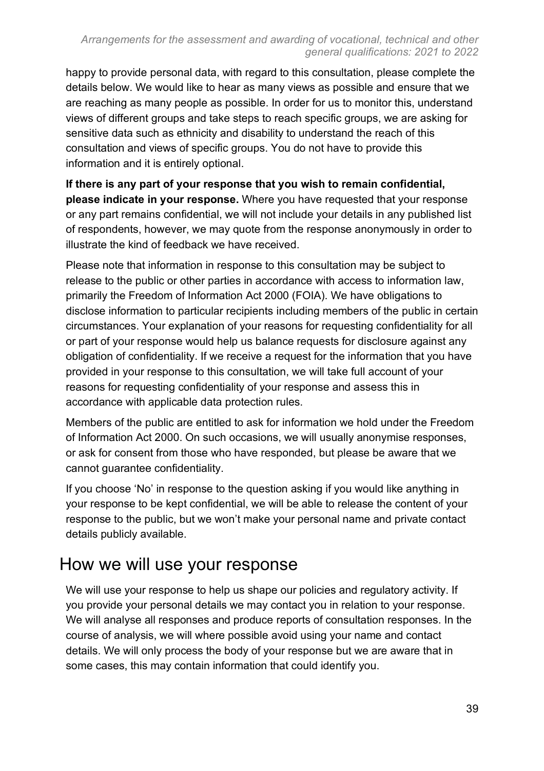happy to provide personal data, with regard to this consultation, please complete the details below. We would like to hear as many views as possible and ensure that we are reaching as many people as possible. In order for us to monitor this, understand views of different groups and take steps to reach specific groups, we are asking for sensitive data such as ethnicity and disability to understand the reach of this consultation and views of specific groups. You do not have to provide this information and it is entirely optional.

**If there is any part of your response that you wish to remain confidential, please indicate in your response.** Where you have requested that your response or any part remains confidential, we will not include your details in any published list of respondents, however, we may quote from the response anonymously in order to illustrate the kind of feedback we have received.

Please note that information in response to this consultation may be subject to release to the public or other parties in accordance with access to information law, primarily the Freedom of Information Act 2000 (FOIA). We have obligations to disclose information to particular recipients including members of the public in certain circumstances. Your explanation of your reasons for requesting confidentiality for all or part of your response would help us balance requests for disclosure against any obligation of confidentiality. If we receive a request for the information that you have provided in your response to this consultation, we will take full account of your reasons for requesting confidentiality of your response and assess this in accordance with applicable data protection rules.

Members of the public are entitled to ask for information we hold under the Freedom of Information Act 2000. On such occasions, we will usually anonymise responses, or ask for consent from those who have responded, but please be aware that we cannot guarantee confidentiality.

If you choose 'No' in response to the question asking if you would like anything in your response to be kept confidential, we will be able to release the content of your response to the public, but we won't make your personal name and private contact details publicly available.

## How we will use your response

We will use your response to help us shape our policies and regulatory activity. If you provide your personal details we may contact you in relation to your response. We will analyse all responses and produce reports of consultation responses. In the course of analysis, we will where possible avoid using your name and contact details. We will only process the body of your response but we are aware that in some cases, this may contain information that could identify you.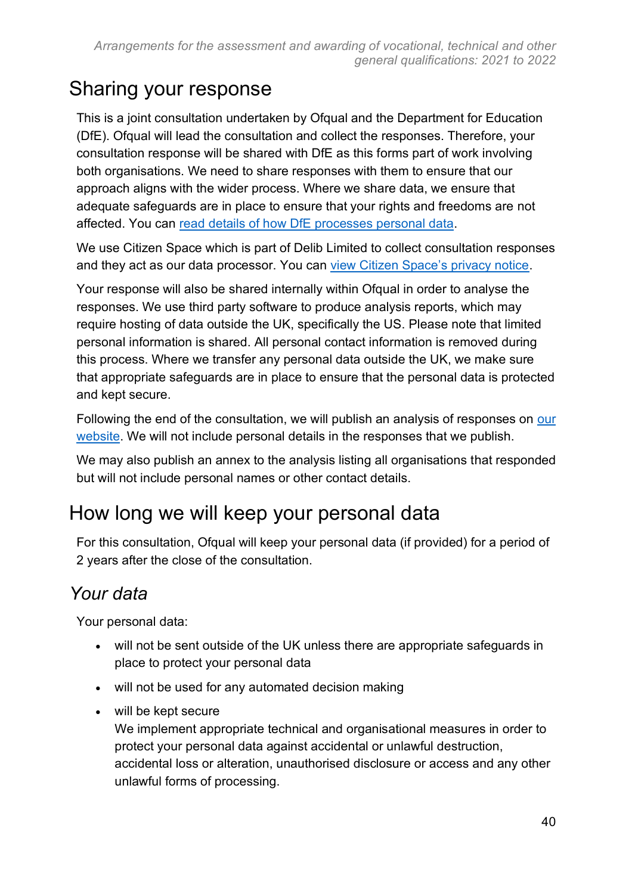## Sharing your response

This is a joint consultation undertaken by Ofqual and the Department for Education (DfE). Ofqual will lead the consultation and collect the responses. Therefore, your consultation response will be shared with DfE as this forms part of work involving both organisations. We need to share responses with them to ensure that our approach aligns with the wider process. Where we share data, we ensure that adequate safeguards are in place to ensure that your rights and freedoms are not affected. You can read details of how DfE processes personal data.

We use Citizen Space which is part of Delib Limited to collect consultation responses and they act as our data processor. You can view Citizen Space's privacy notice.

Your response will also be shared internally within Ofqual in order to analyse the responses. We use third party software to produce analysis reports, which may require hosting of data outside the UK, specifically the US. Please note that limited personal information is shared. All personal contact information is removed during this process. Where we transfer any personal data outside the UK, we make sure that appropriate safeguards are in place to ensure that the personal data is protected and kept secure.

Following the end of the consultation, we will publish an analysis of responses on our website. We will not include personal details in the responses that we publish.

We may also publish an annex to the analysis listing all organisations that responded but will not include personal names or other contact details.

## How long we will keep your personal data

For this consultation, Ofqual will keep your personal data (if provided) for a period of 2 years after the close of the consultation.

### *Your data*

Your personal data:

- will not be sent outside of the UK unless there are appropriate safeguards in place to protect your personal data
- will not be used for any automated decision making
- will be kept secure  
  We implement appropriate technical and organisational measures in order to protect your personal data against accidental or unlawful destruction, accidental loss or alteration, unauthorised disclosure or access and any other unlawful forms of processing.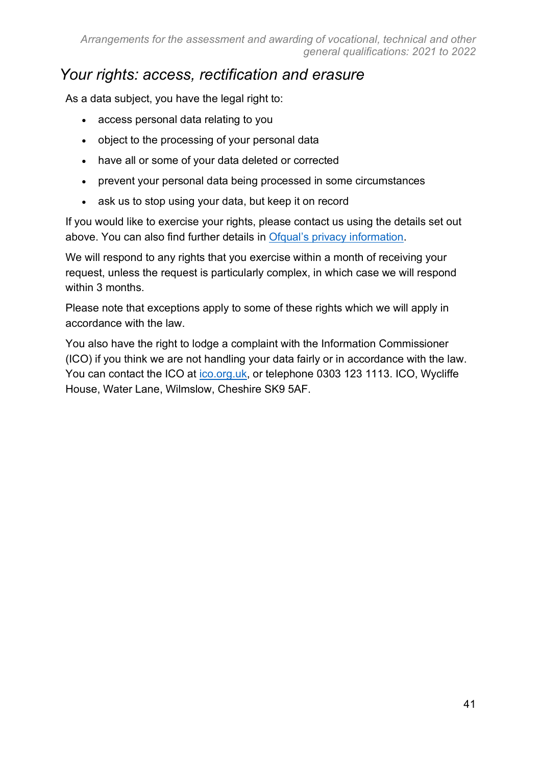## Your rights: access, rectification and erasure

As a data subject, you have the legal right to:

- access personal data relating to you
- object to the processing of your personal data
- have all or some of your data deleted or corrected
- prevent your personal data being processed in some circumstances
- ask us to stop using your data, but keep it on record

If you would like to exercise your rights, please contact us using the details set out above. You can also find further details in [Ofqual's privacy information](#).

We will respond to any rights that you exercise within a month of receiving your request, unless the request is particularly complex, in which case we will respond within 3 months.

Please note that exceptions apply to some of these rights which we will apply in accordance with the law.

You also have the right to lodge a complaint with the Information Commissioner (ICO) if you think we are not handling your data fairly or in accordance with the law. You can contact the ICO at [ico.org.uk](#), or telephone 0303 123 1113. ICO, Wycliffe House, Water Lane, Wilmslow, Cheshire SK9 5AF.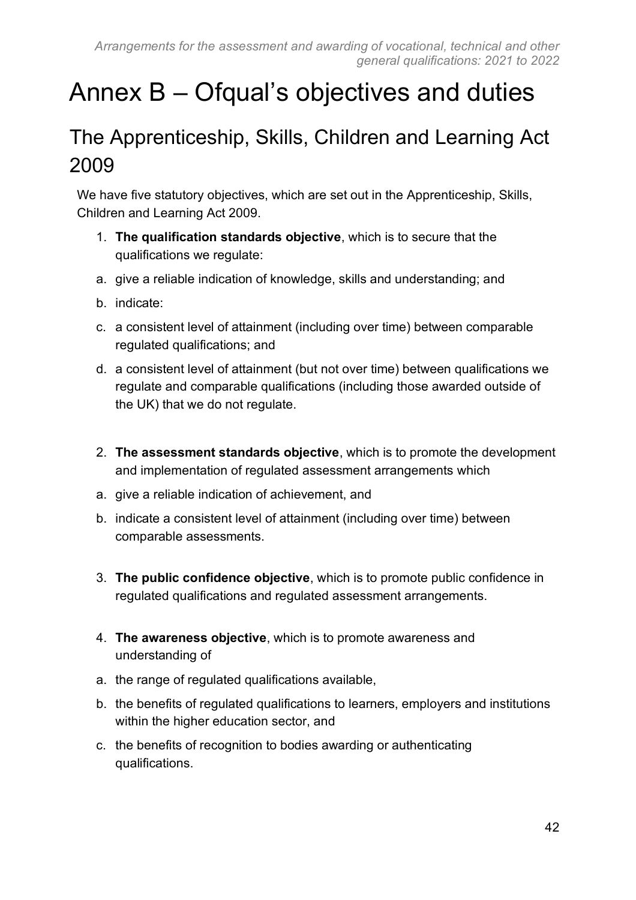# Annex B – Ofqual's objectives and duties

## The Apprenticeship, Skills, Children and Learning Act 2009

We have five statutory objectives, which are set out in the Apprenticeship, Skills, Children and Learning Act 2009.

1. **The qualification standards objective**, which is to secure that the qualifications we regulate:

a. give a reliable indication of knowledge, skills and understanding; and

b. indicate:

c. a consistent level of attainment (including over time) between comparable regulated qualifications; and

d. a consistent level of attainment (but not over time) between qualifications we regulate and comparable qualifications (including those awarded outside of the UK) that we do not regulate.

2. **The assessment standards objective**, which is to promote the development and implementation of regulated assessment arrangements which

a. give a reliable indication of achievement, and

b. indicate a consistent level of attainment (including over time) between comparable assessments.

3. **The public confidence objective**, which is to promote public confidence in regulated qualifications and regulated assessment arrangements.

4. **The awareness objective**, which is to promote awareness and understanding of

a. the range of regulated qualifications available,

b. the benefits of regulated qualifications to learners, employers and institutions within the higher education sector, and

c. the benefits of recognition to bodies awarding or authenticating qualifications.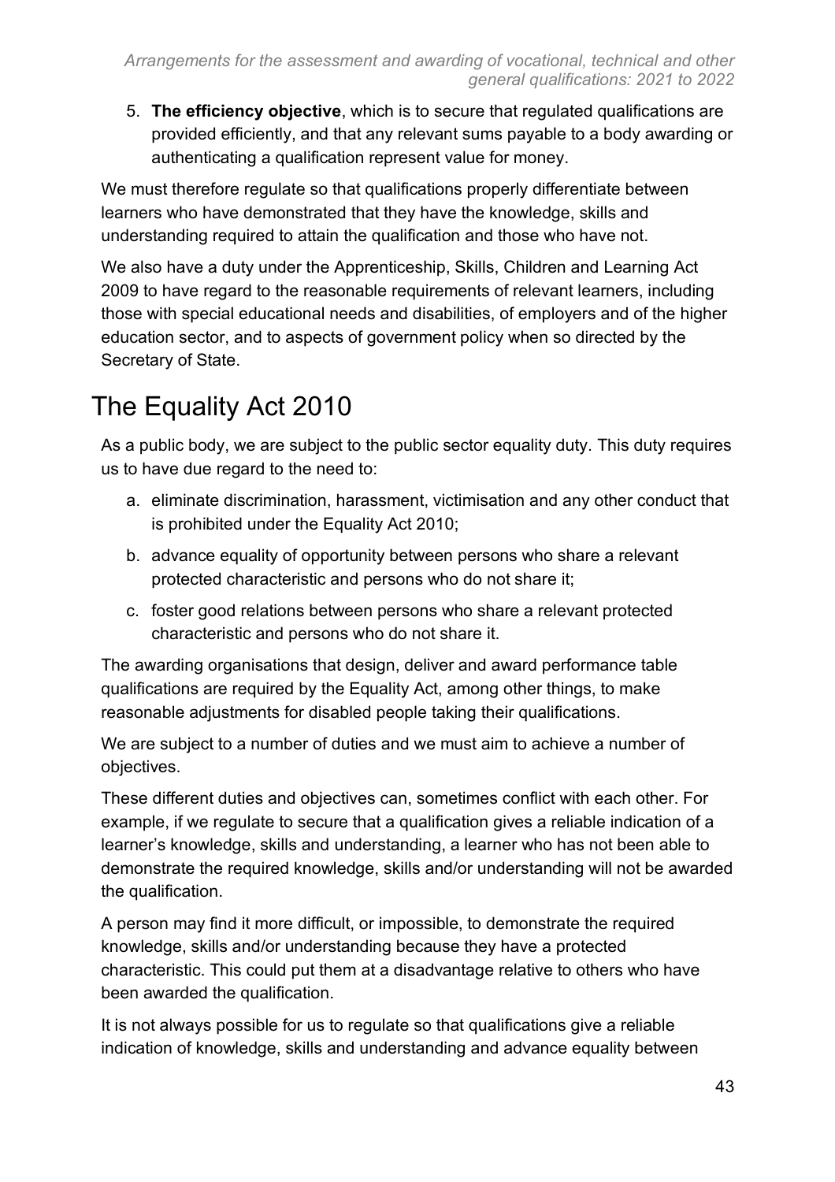5. **The efficiency objective**, which is to secure that regulated qualifications are provided efficiently, and that any relevant sums payable to a body awarding or authenticating a qualification represent value for money.

We must therefore regulate so that qualifications properly differentiate between learners who have demonstrated that they have the knowledge, skills and understanding required to attain the qualification and those who have not.

We also have a duty under the Apprenticeship, Skills, Children and Learning Act 2009 to have regard to the reasonable requirements of relevant learners, including those with special educational needs and disabilities, of employers and of the higher education sector, and to aspects of government policy when so directed by the Secretary of State.

# The Equality Act 2010

As a public body, we are subject to the public sector equality duty. This duty requires us to have due regard to the need to:

a. eliminate discrimination, harassment, victimisation and any other conduct that is prohibited under the Equality Act 2010;
b. advance equality of opportunity between persons who share a relevant protected characteristic and persons who do not share it;
c. foster good relations between persons who share a relevant protected characteristic and persons who do not share it.

The awarding organisations that design, deliver and award performance table qualifications are required by the Equality Act, among other things, to make reasonable adjustments for disabled people taking their qualifications.

We are subject to a number of duties and we must aim to achieve a number of objectives.

These different duties and objectives can, sometimes conflict with each other. For example, if we regulate to secure that a qualification gives a reliable indication of a learner's knowledge, skills and understanding, a learner who has not been able to demonstrate the required knowledge, skills and/or understanding will not be awarded the qualification.

A person may find it more difficult, or impossible, to demonstrate the required knowledge, skills and/or understanding because they have a protected characteristic. This could put them at a disadvantage relative to others who have been awarded the qualification.

It is not always possible for us to regulate so that qualifications give a reliable indication of knowledge, skills and understanding and advance equality between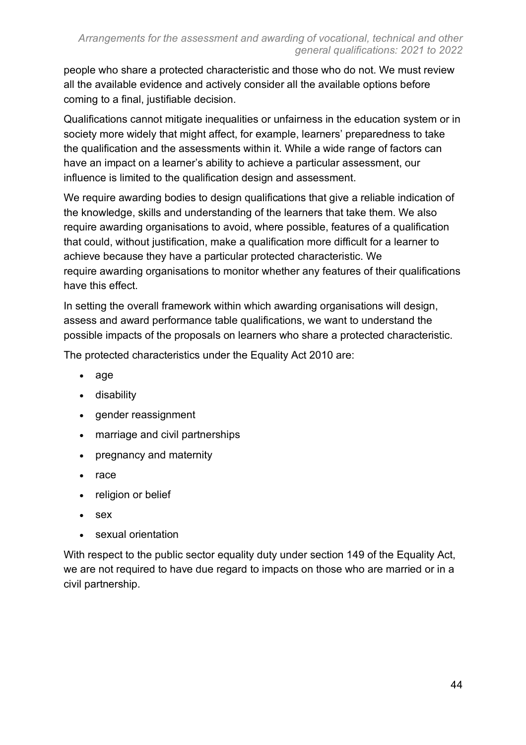people who share a protected characteristic and those who do not. We must review all the available evidence and actively consider all the available options before coming to a final, justifiable decision.

Qualifications cannot mitigate inequalities or unfairness in the education system or in society more widely that might affect, for example, learners' preparedness to take the qualification and the assessments within it. While a wide range of factors can have an impact on a learner's ability to achieve a particular assessment, our influence is limited to the qualification design and assessment.

We require awarding bodies to design qualifications that give a reliable indication of the knowledge, skills and understanding of the learners that take them. We also require awarding organisations to avoid, where possible, features of a qualification that could, without justification, make a qualification more difficult for a learner to achieve because they have a particular protected characteristic. We require awarding organisations to monitor whether any features of their qualifications have this effect.

In setting the overall framework within which awarding organisations will design, assess and award performance table qualifications, we want to understand the possible impacts of the proposals on learners who share a protected characteristic.

The protected characteristics under the Equality Act 2010 are:

- age
- disability
- gender reassignment
- marriage and civil partnerships
- pregnancy and maternity
- race
- religion or belief
- sex
- sexual orientation

With respect to the public sector equality duty under section 149 of the Equality Act, we are not required to have due regard to impacts on those who are married or in a civil partnership.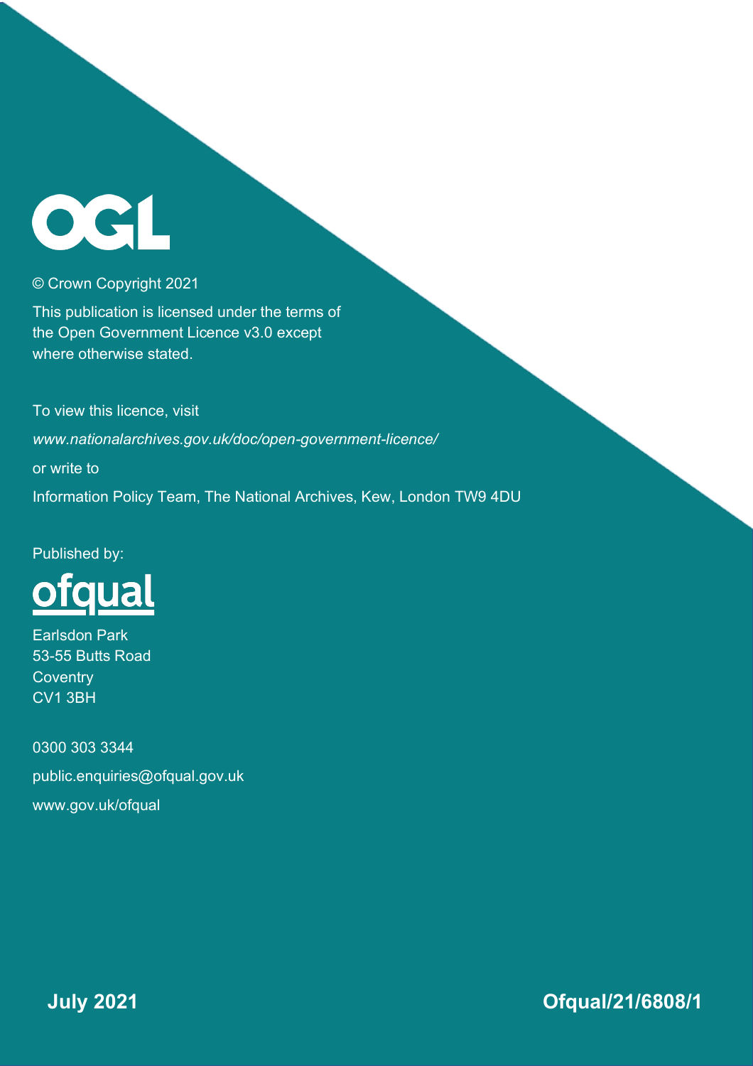OGL

© Crown Copyright 2021

This publication is licensed under the terms of the Open Government Licence v3.0 except where otherwise stated.

To view this licence, visit

*www.nationalarchives.gov.uk/doc/open-government-licence/*

or write to

Information Policy Team, The National Archives, Kew, London TW9 4DU

Published by:

ofqual

Earlsdon Park
53-55 Butts Road
Coventry
CV1 3BH

0300 303 3344

public.enquiries@ofqual.gov.uk

www.gov.uk/ofqual

**July 2021**

**Ofqual/21/6808/1**